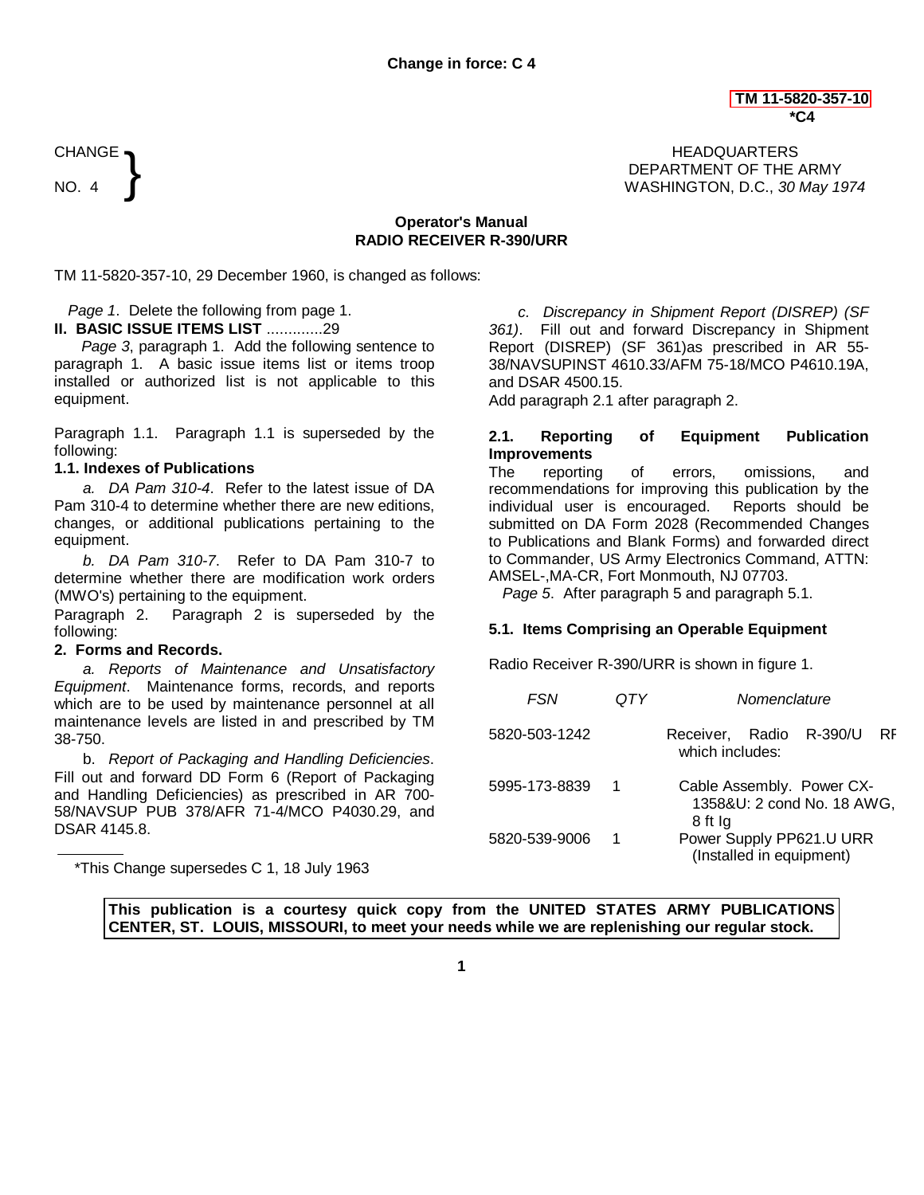**Change in force: C 4**

TM 11-5820-357-10
*C4

CHANGE NO. 4

HEADQUARTERS
DEPARTMENT OF THE ARMY
WASHINGTON, D.C., *30 May 1974*

**Operator's Manual**
**RADIO RECEIVER R-390/URR**

TM 11-5820-357-10, 29 December 1960, is changed as follows:

*Page 1*. Delete the following from page 1.

**II. BASIC ISSUE ITEMS LIST** .............29

*Page 3*, paragraph 1. Add the following sentence to paragraph 1. A basic issue items list or items troop installed or authorized list is not applicable to this equipment.

Paragraph 1.1. Paragraph 1.1 is superseded by the following:

**1.1. Indexes of Publications**

*a. DA Pam 310-4*. Refer to the latest issue of DA Pam 310-4 to determine whether there are new editions, changes, or additional publications pertaining to the equipment.

*b. DA Pam 310-7*. Refer to DA Pam 310-7 to determine whether there are modification work orders (MWO's) pertaining to the equipment.

Paragraph 2. Paragraph 2 is superseded by the following:

**2. Forms and Records.**

*a. Reports of Maintenance and Unsatisfactory Equipment*. Maintenance forms, records, and reports which are to be used by maintenance personnel at all maintenance levels are listed in and prescribed by TM 38-750.

b. *Report of Packaging and Handling Deficiencies*. Fill out and forward DD Form 6 (Report of Packaging and Handling Deficiencies) as prescribed in AR 700-58/NAVSUP PUB 378/AFR 71-4/MCO P4030.29, and DSAR 4145.8.

*c. Discrepancy in Shipment Report (DISREP) (SF 361)*. Fill out and forward Discrepancy in Shipment Report (DISREP) (SF 361)as prescribed in AR 55-38/NAVSUPINST 4610.33/AFM 75-18/MCO P4610.19A, and DSAR 4500.15.

Add paragraph 2.1 after paragraph 2.

**2.1. Reporting of Equipment Publication Improvements**

The reporting of errors, omissions, and recommendations for improving this publication by the individual user is encouraged. Reports should be submitted on DA Form 2028 (Recommended Changes to Publications and Blank Forms) and forwarded direct to Commander, US Army Electronics Command, ATTN: AMSEL-,MA-CR, Fort Monmouth, NJ 07703.

*Page 5*. After paragraph 5 and paragraph 5.1.

**5.1. Items Comprising an Operable Equipment**

Radio Receiver R-390/URR is shown in figure 1.

| *FSN* | *QTY* | *Nomenclature* |
|---|---|---|
| 5820-503-1242 | | Receiver, Radio R-390/U RF which includes: |
| 5995-173-8839 | 1 | Cable Assembly. Power CX-1358&U: 2 cond No. 18 AWG, 8 ft lg |
| 5820-539-9006 | 1 | Power Supply PP621.U URR (Installed in equipment) |

*This Change supersedes C 1, 18 July 1963

**This publication is a courtesy quick copy from the UNITED STATES ARMY PUBLICATIONS CENTER, ST. LOUIS, MISSOURI, to meet your needs while we are replenishing our regular stock.**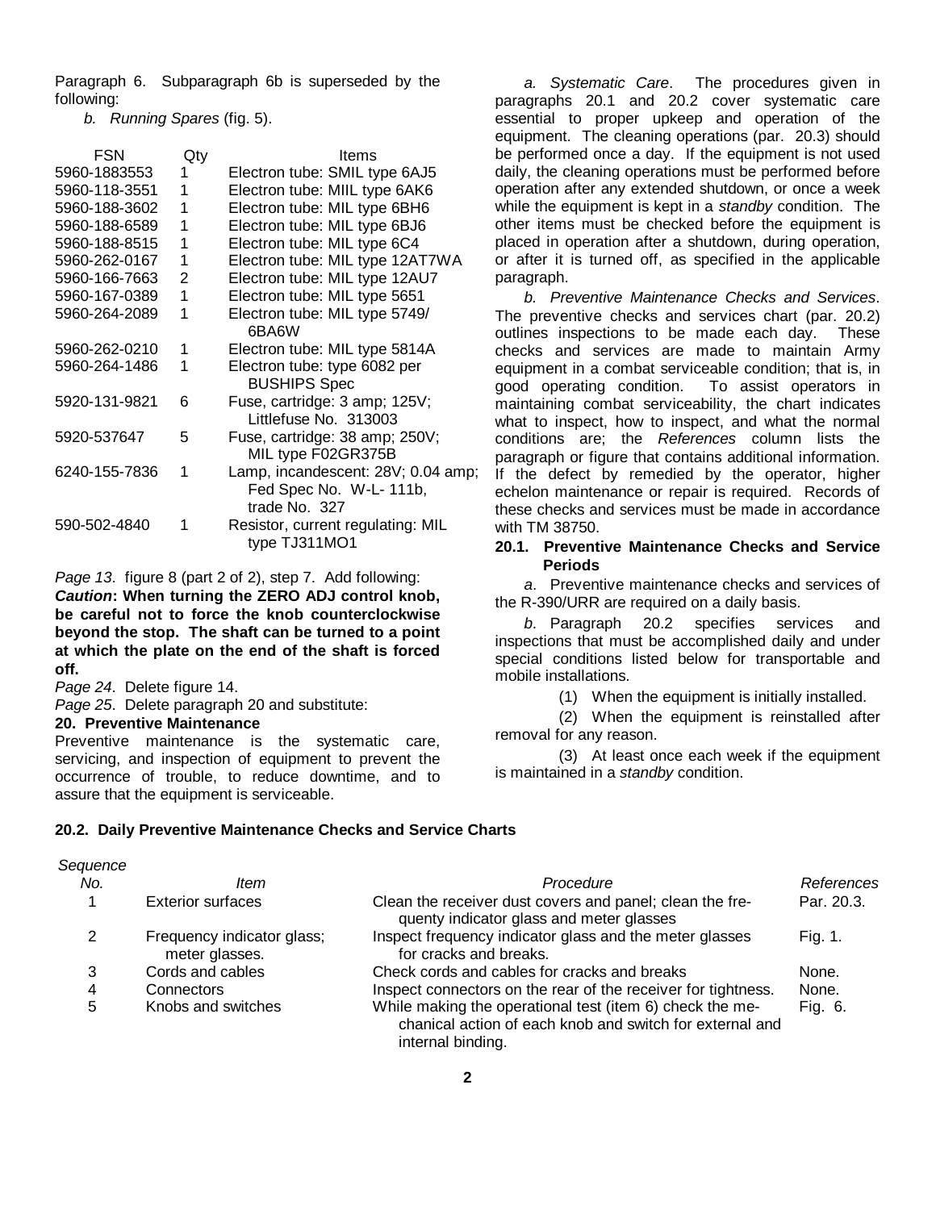Paragraph 6. Subparagraph 6b is superseded by the following:

*b. Running Spares* (fig. 5).

| FSN | Qty | Items |
|---|---|---|
| 5960-1883553 | 1 | Electron tube: SMIL type 6AJ5 |
| 5960-118-3551 | 1 | Electron tube: MIIL type 6AK6 |
| 5960-188-3602 | 1 | Electron tube: MIL type 6BH6 |
| 5960-188-6589 | 1 | Electron tube: MIL type 6BJ6 |
| 5960-188-8515 | 1 | Electron tube: MIL type 6C4 |
| 5960-262-0167 | 1 | Electron tube: MIL type 12AT7WA |
| 5960-166-7663 | 2 | Electron tube: MIL type 12AU7 |
| 5960-167-0389 | 1 | Electron tube: MIL type 5651 |
| 5960-264-2089 | 1 | Electron tube: MIL type 5749/ 6BA6W |
| 5960-262-0210 | 1 | Electron tube: MIL type 5814A |
| 5960-264-1486 | 1 | Electron tube: type 6082 per BUSHIPS Spec |
| 5920-131-9821 | 6 | Fuse, cartridge: 3 amp; 125V; Littlefuse No. 313003 |
| 5920-537647 | 5 | Fuse, cartridge: 38 amp; 250V; MIL type F02GR375B |
| 6240-155-7836 | 1 | Lamp, incandescent: 28V; 0.04 amp; Fed Spec No. W-L- 111b, trade No. 327 |
| 590-502-4840 | 1 | Resistor, current regulating: MIL type TJ311MO1 |

*Page 13*. figure 8 (part 2 of 2), step 7. Add following: ***Caution*: When turning the ZERO ADJ control knob, be careful not to force the knob counterclockwise beyond the stop. The shaft can be turned to a point at which the plate on the end of the shaft is forced off.**

*Page 24*. Delete figure 14.

*Page 25*. Delete paragraph 20 and substitute:

## 20. Preventive Maintenance

Preventive maintenance is the systematic care, servicing, and inspection of equipment to prevent the occurrence of trouble, to reduce downtime, and to assure that the equipment is serviceable.

*a. Systematic Care*. The procedures given in paragraphs 20.1 and 20.2 cover systematic care essential to proper upkeep and operation of the equipment. The cleaning operations (par. 20.3) should be performed once a day. If the equipment is not used daily, the cleaning operations must be performed before operation after any extended shutdown, or once a week while the equipment is kept in a *standby* condition. The other items must be checked before the equipment is placed in operation after a shutdown, during operation, or after it is turned off, as specified in the applicable paragraph.

*b. Preventive Maintenance Checks and Services*. The preventive checks and services chart (par. 20.2) outlines inspections to be made each day. These checks and services are made to maintain Army equipment in a combat serviceable condition; that is, in good operating condition. To assist operators in maintaining combat serviceability, the chart indicates what to inspect, how to inspect, and what the normal conditions are; the *References* column lists the paragraph or figure that contains additional information. If the defect by remedied by the operator, higher echelon maintenance or repair is required. Records of these checks and services must be made in accordance with TM 38750.

### 20.1. Preventive Maintenance Checks and Service Periods

*a*. Preventive maintenance checks and services of the R-390/URR are required on a daily basis.

*b*. Paragraph 20.2 specifies services and inspections that must be accomplished daily and under special conditions listed below for transportable and mobile installations.

(1) When the equipment is initially installed.

(2) When the equipment is reinstalled after removal for any reason.

(3) At least once each week if the equipment is maintained in a *standby* condition.

### 20.2. Daily Preventive Maintenance Checks and Service Charts

| *Sequence No.* | *Item* | *Procedure* | *References* |
|---|---|---|---|
| 1 | Exterior surfaces | Clean the receiver dust covers and panel; clean the frequenty indicator glass and meter glasses | Par. 20.3. |
| 2 | Frequency indicator glass; meter glasses. | Inspect frequency indicator glass and the meter glasses for cracks and breaks. | Fig. 1. |
| 3 | Cords and cables | Check cords and cables for cracks and breaks | None. |
| 4 | Connectors | Inspect connectors on the rear of the receiver for tightness. | None. |
| 5 | Knobs and switches | While making the operational test (item 6) check the mechanical action of each knob and switch for external and internal binding. | Fig. 6. |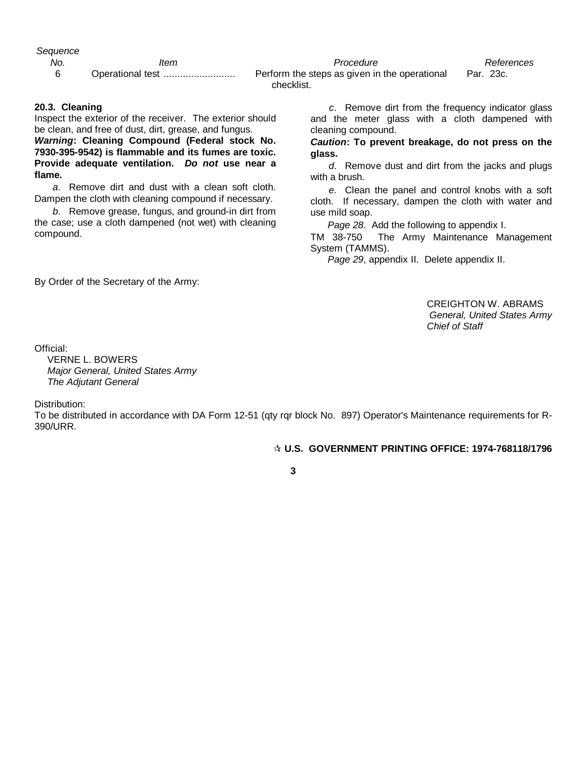| Sequence No. | Item | Procedure | References |
|---|---|---|---|
| 6 | Operational test .......................... | Perform the steps as given in the operational checklist. | Par. 23c. |

**20.3. Cleaning**

Inspect the exterior of the receiver. The exterior should be clean, and free of dust, dirt, grease, and fungus.

***Warning*: Cleaning Compound (Federal stock No. 7930-395-9542) is flammable and its fumes are toxic. Provide adequate ventilation. *Do not* use near a flame.**

*a*. Remove dirt and dust with a clean soft cloth. Dampen the cloth with cleaning compound if necessary.

*b*. Remove grease, fungus, and ground-in dirt from the case; use a cloth dampened (not wet) with cleaning compound.

*c*. Remove dirt from the frequency indicator glass and the meter glass with a cloth dampened with cleaning compound.

***Caution*: To prevent breakage, do not press on the glass.**

*d*. Remove dust and dirt from the jacks and plugs with a brush.

*e*. Clean the panel and control knobs with a soft cloth. If necessary, dampen the cloth with water and use mild soap.

*Page 28*. Add the following to appendix I.

TM 38-750 The Army Maintenance Management System (TAMMS).

*Page 29*, appendix II. Delete appendix II.

By Order of the Secretary of the Army:

CREIGHTON W. ABRAMS
*General, United States Army*
*Chief of Staff*

Official:
VERNE L. BOWERS
*Major General, United States Army*
*The Adjutant General*

Distribution:
To be distributed in accordance with DA Form 12-51 (qty rqr block No. 897) Operator's Maintenance requirements for R-390/URR.

**☆ U.S. GOVERNMENT PRINTING OFFICE: 1974-768118/1796**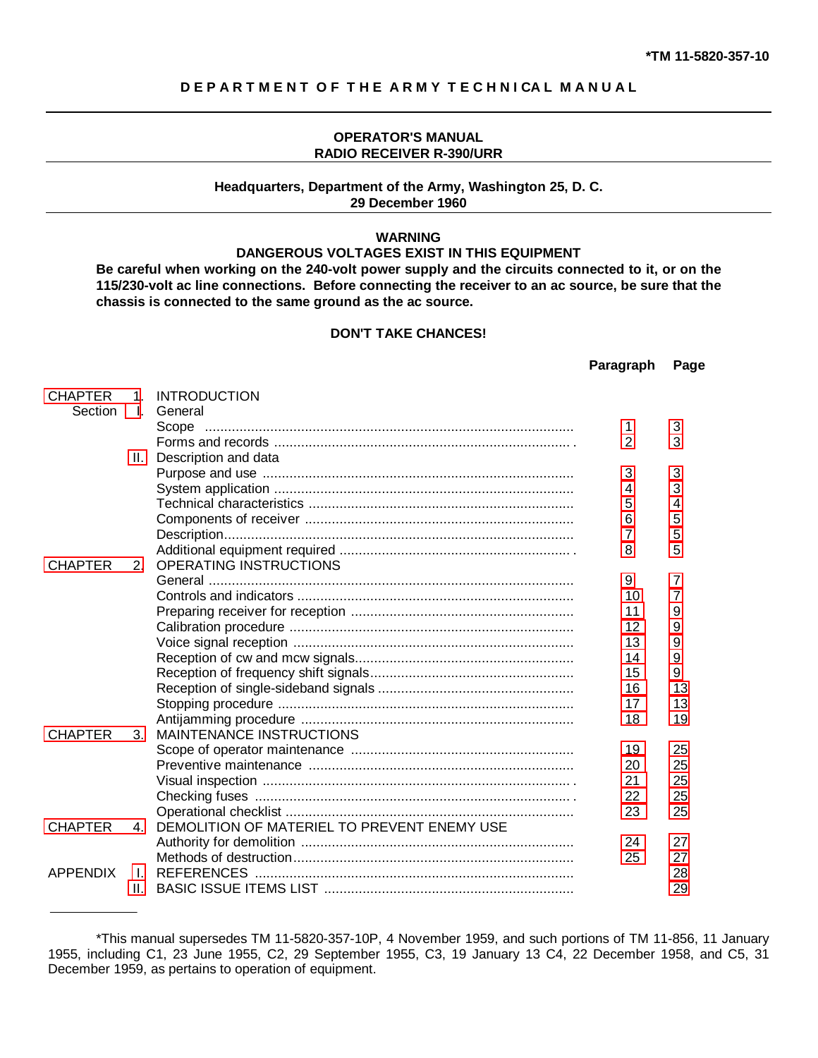**\*TM 11-5820-357-10**

**DEPARTMENT OF THE ARMY TECHNICAL MANUAL**

# OPERATOR'S MANUAL
# RADIO RECEIVER R-390/URR

**Headquarters, Department of the Army, Washington 25, D. C.**
**29 December 1960**

**WARNING**

**DANGEROUS VOLTAGES EXIST IN THIS EQUIPMENT**

**Be careful when working on the 240-volt power supply and the circuits connected to it, or on the 115/230-volt ac line connections. Before connecting the receiver to an ac source, be sure that the chassis is connected to the same ground as the ac source.**

**DON'T TAKE CHANCES!**

| | | | Paragraph | Page |
|---|---|---|---|---|
| CHAPTER 1. | | INTRODUCTION | | |
| Section I. | | General | | |
| | | Scope | 1 | 3 |
| | | Forms and records | 2 | 3 |
| | II. | Description and data | | |
| | | Purpose and use | 3 | 3 |
| | | System application | 4 | 3 |
| | | Technical characteristics | 5 | 4 |
| | | Components of receiver | 6 | 5 |
| | | Description | 7 | 5 |
| | | Additional equipment required | 8 | 5 |
| CHAPTER 2. | | OPERATING INSTRUCTIONS | | |
| | | General | 9 | 7 |
| | | Controls and indicators | 10 | 7 |
| | | Preparing receiver for reception | 11 | 9 |
| | | Calibration procedure | 12 | 9 |
| | | Voice signal reception | 13 | 9 |
| | | Reception of cw and mcw signals | 14 | 9 |
| | | Reception of frequency shift signals | 15 | 9 |
| | | Reception of single-sideband signals | 16 | 13 |
| | | Stopping procedure | 17 | 13 |
| | | Antijamming procedure | 18 | 19 |
| CHAPTER 3. | | MAINTENANCE INSTRUCTIONS | | |
| | | Scope of operator maintenance | 19 | 25 |
| | | Preventive maintenance | 20 | 25 |
| | | Visual inspection | 21 | 25 |
| | | Checking fuses | 22 | 25 |
| | | Operational checklist | 23 | 25 |
| CHAPTER 4. | | DEMOLITION OF MATERIEL TO PREVENT ENEMY USE | | |
| | | Authority for demolition | 24 | 27 |
| | | Methods of destruction | 25 | 27 |
| APPENDIX | I. | REFERENCES | | 28 |
| | II. | BASIC ISSUE ITEMS LIST | | 29 |

---

\*This manual supersedes TM 11-5820-357-10P, 4 November 1959, and such portions of TM 11-856, 11 January 1955, including C1, 23 June 1955, C2, 29 September 1955, C3, 19 January 13 C4, 22 December 1958, and C5, 31 December 1959, as pertains to operation of equipment.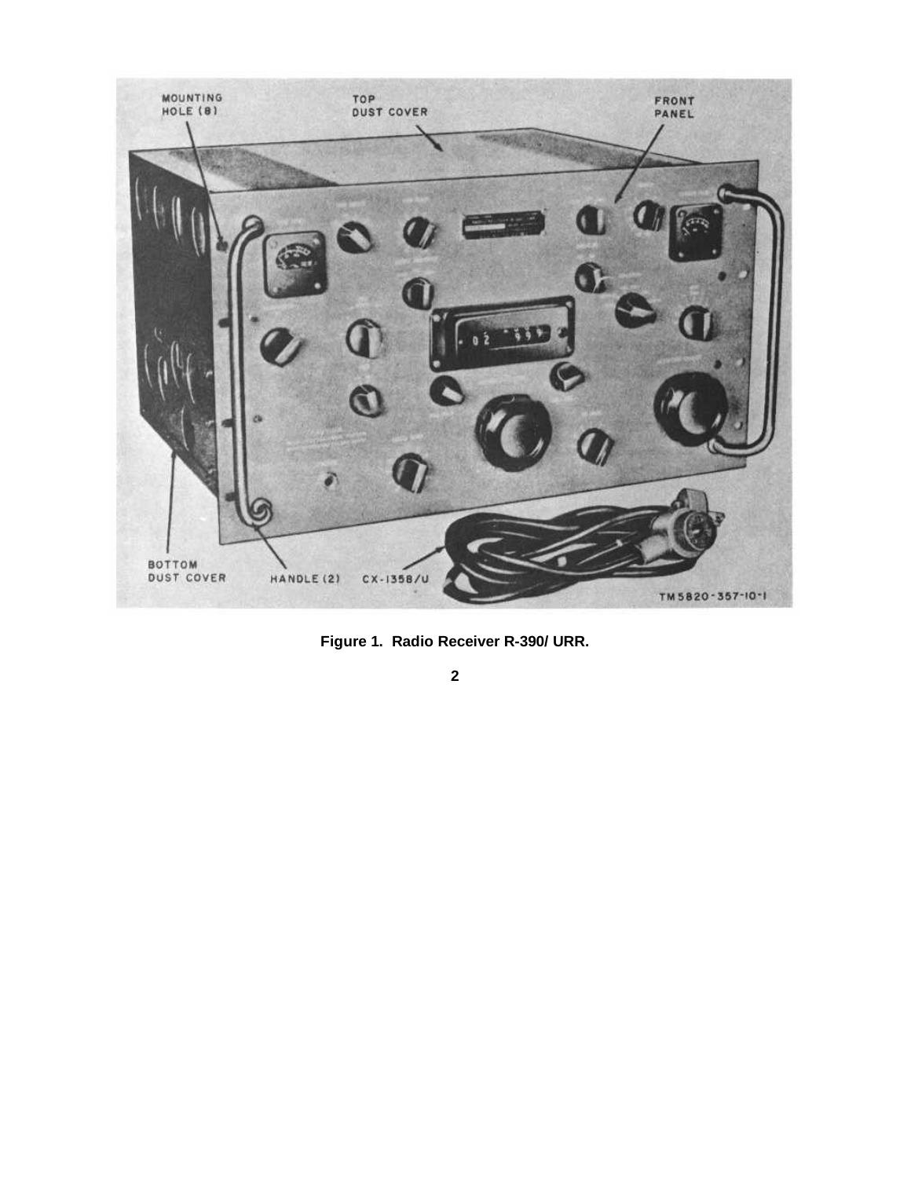MOUNTING HOLE (8)

TOP DUST COVER

FRONT PANEL

BOTTOM DUST COVER

HANDLE (2)

CX-1358/U

TM5820-357-10-1

**Figure 1. Radio Receiver R-390/ URR.**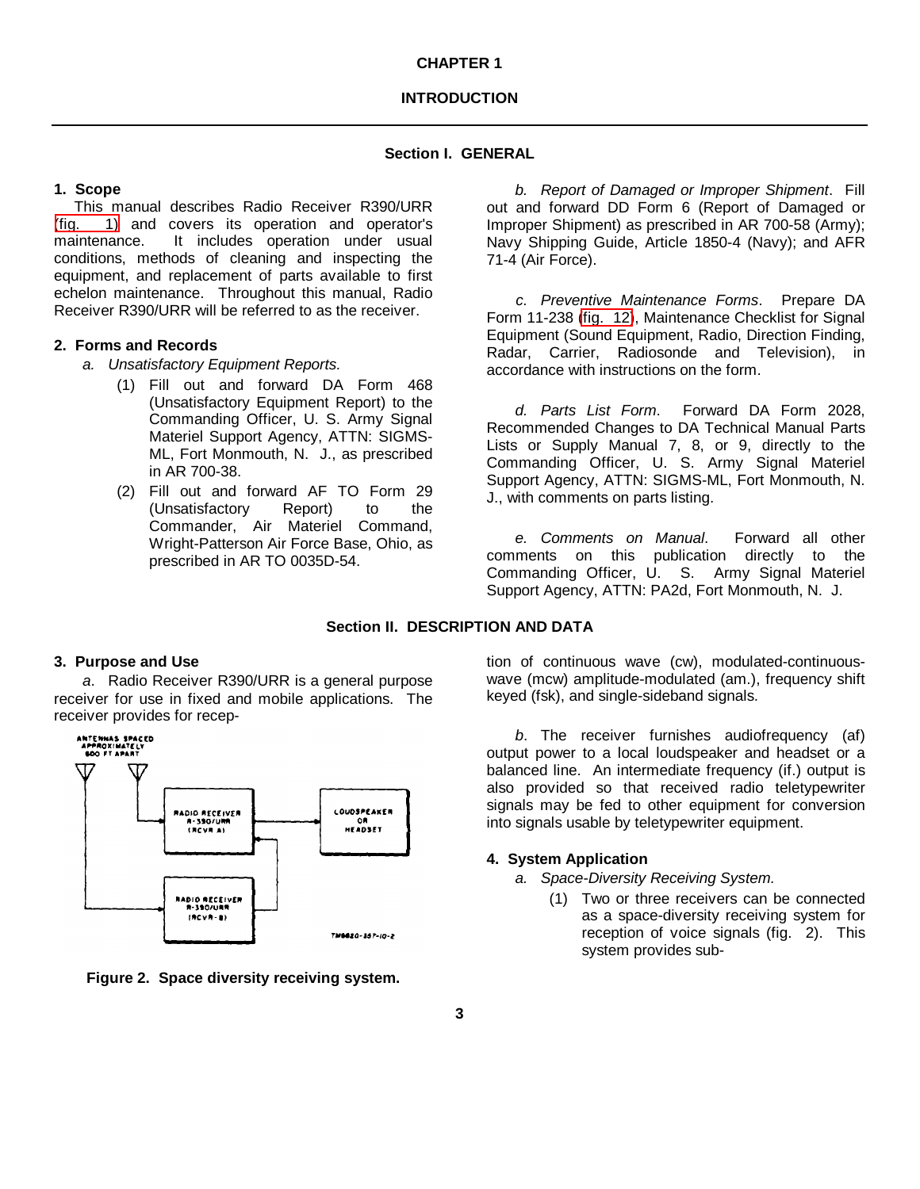# CHAPTER 1

# INTRODUCTION

## Section I. GENERAL

### 1. Scope

This manual describes Radio Receiver R390/URR (fig. 1) and covers its operation and operator's maintenance. It includes operation under usual conditions, methods of cleaning and inspecting the equipment, and replacement of parts available to first echelon maintenance. Throughout this manual, Radio Receiver R390/URR will be referred to as the receiver.

### 2. Forms and Records

*a. Unsatisfactory Equipment Reports.*

(1) Fill out and forward DA Form 468 (Unsatisfactory Equipment Report) to the Commanding Officer, U. S. Army Signal Materiel Support Agency, ATTN: SIGMS-ML, Fort Monmouth, N. J., as prescribed in AR 700-38.

(2) Fill out and forward AF TO Form 29 (Unsatisfactory Report) to the Commander, Air Materiel Command, Wright-Patterson Air Force Base, Ohio, as prescribed in AR TO 0035D-54.

*b. Report of Damaged or Improper Shipment*. Fill out and forward DD Form 6 (Report of Damaged or Improper Shipment) as prescribed in AR 700-58 (Army); Navy Shipping Guide, Article 1850-4 (Navy); and AFR 71-4 (Air Force).

*c. Preventive Maintenance Forms*. Prepare DA Form 11-238 (fig. 12), Maintenance Checklist for Signal Equipment (Sound Equipment, Radio, Direction Finding, Radar, Carrier, Radiosonde and Television), in accordance with instructions on the form.

*d. Parts List Form*. Forward DA Form 2028, Recommended Changes to DA Technical Manual Parts Lists or Supply Manual 7, 8, or 9, directly to the Commanding Officer, U. S. Army Signal Materiel Support Agency, ATTN: SIGMS-ML, Fort Monmouth, N. J., with comments on parts listing.

*e. Comments on Manual*. Forward all other comments on this publication directly to the Commanding Officer, U. S. Army Signal Materiel Support Agency, ATTN: PA2d, Fort Monmouth, N. J.

## Section II. DESCRIPTION AND DATA

### 3. Purpose and Use

*a*. Radio Receiver R390/URR is a general purpose receiver for use in fixed and mobile applications. The receiver provides for reception of continuous wave (cw), modulated-continuous-wave (mcw) amplitude-modulated (am.), frequency shift keyed (fsk), and single-sideband signals.

*b*. The receiver furnishes audiofrequency (af) output power to a local loudspeaker and headset or a balanced line. An intermediate frequency (if.) output is also provided so that received radio teletypewriter signals may be fed to other equipment for conversion into signals usable by teletypewriter equipment.

**Figure 2. Space diversity receiving system.**

### 4. System Application

*a. Space-Diversity Receiving System.*

(1) Two or three receivers can be connected as a space-diversity receiving system for reception of voice signals (fig. 2). This system provides sub-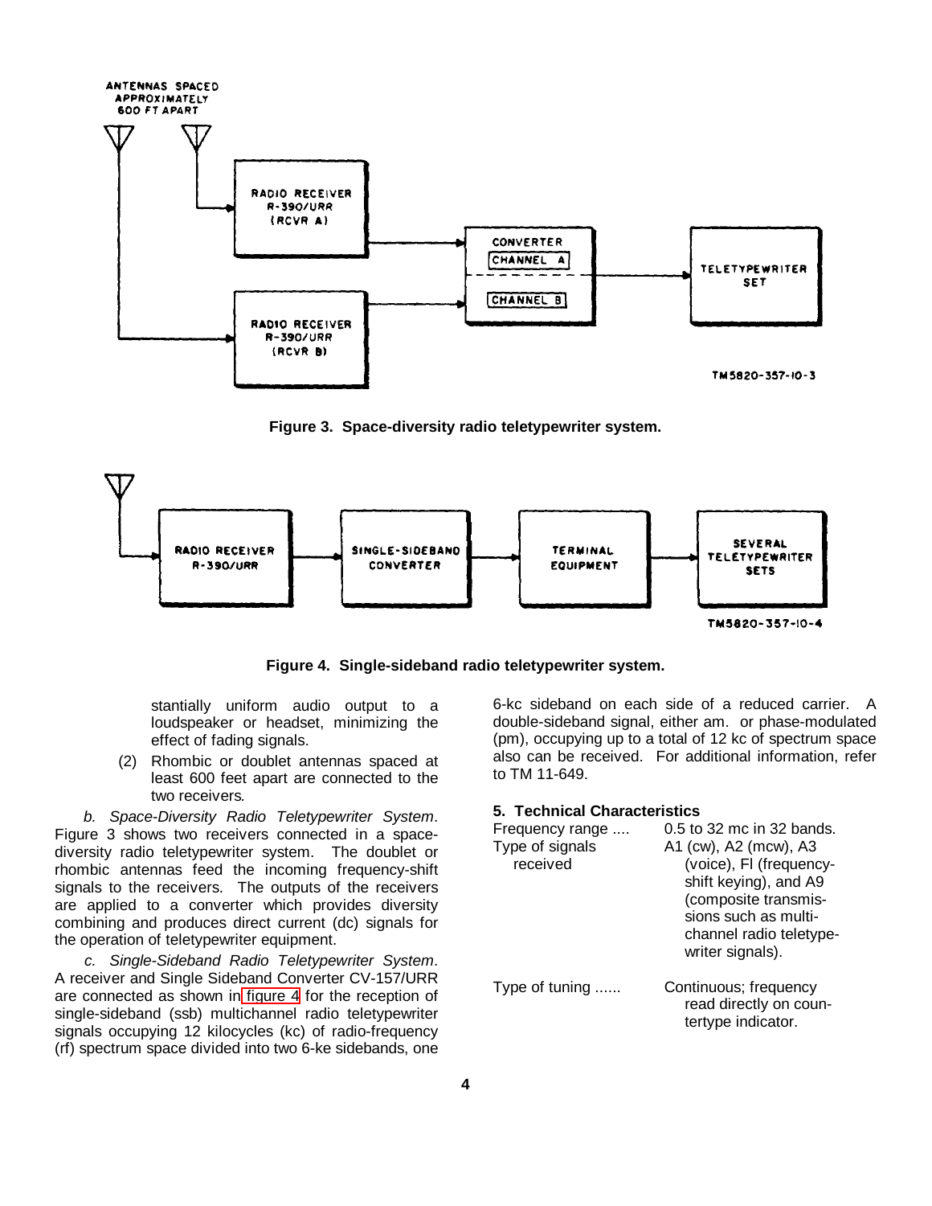ANTENNAS SPACED APPROXIMATELY 600 FT APART

RADIO RECEIVER R-390/URR (RCVR A)

RADIO RECEIVER R-390/URR (RCVR B)

CONVERTER CHANNEL A CHANNEL B

TELETYPEWRITER SET

TM5820-357-10-3

**Figure 3. Space-diversity radio teletypewriter system.**

RADIO RECEIVER R-390/URR

SINGLE-SIDEBAND CONVERTER

TERMINAL EQUIPMENT

SEVERAL TELETYPEWRITER SETS

TM5820-357-10-4

**Figure 4. Single-sideband radio teletypewriter system.**

stantially uniform audio output to a loudspeaker or headset, minimizing the effect of fading signals.

(2) Rhombic or doublet antennas spaced at least 600 feet apart are connected to the two receivers.

*b. Space-Diversity Radio Teletypewriter System*. Figure 3 shows two receivers connected in a space-diversity radio teletypewriter system. The doublet or rhombic antennas feed the incoming frequency-shift signals to the receivers. The outputs of the receivers are applied to a converter which provides diversity combining and produces direct current (dc) signals for the operation of teletypewriter equipment.

*c. Single-Sideband Radio Teletypewriter System*. A receiver and Single Sideband Converter CV-157/URR are connected as shown in figure 4 for the reception of single-sideband (ssb) multichannel radio teletypewriter signals occupying 12 kilocycles (kc) of radio-frequency (rf) spectrum space divided into two 6-ke sidebands, one 6-kc sideband on each side of a reduced carrier. A double-sideband signal, either am. or phase-modulated (pm), occupying up to a total of 12 kc of spectrum space also can be received. For additional information, refer to TM 11-649.

## 5. Technical Characteristics

| | |
|---|---|
| Frequency range .... | 0.5 to 32 mc in 32 bands. |
| Type of signals received | A1 (cw), A2 (mcw), A3 (voice), Fl (frequency-shift keying), and A9 (composite transmissions such as multichannel radio teletypewriter signals). |
| Type of tuning ...... | Continuous; frequency read directly on countertype indicator. |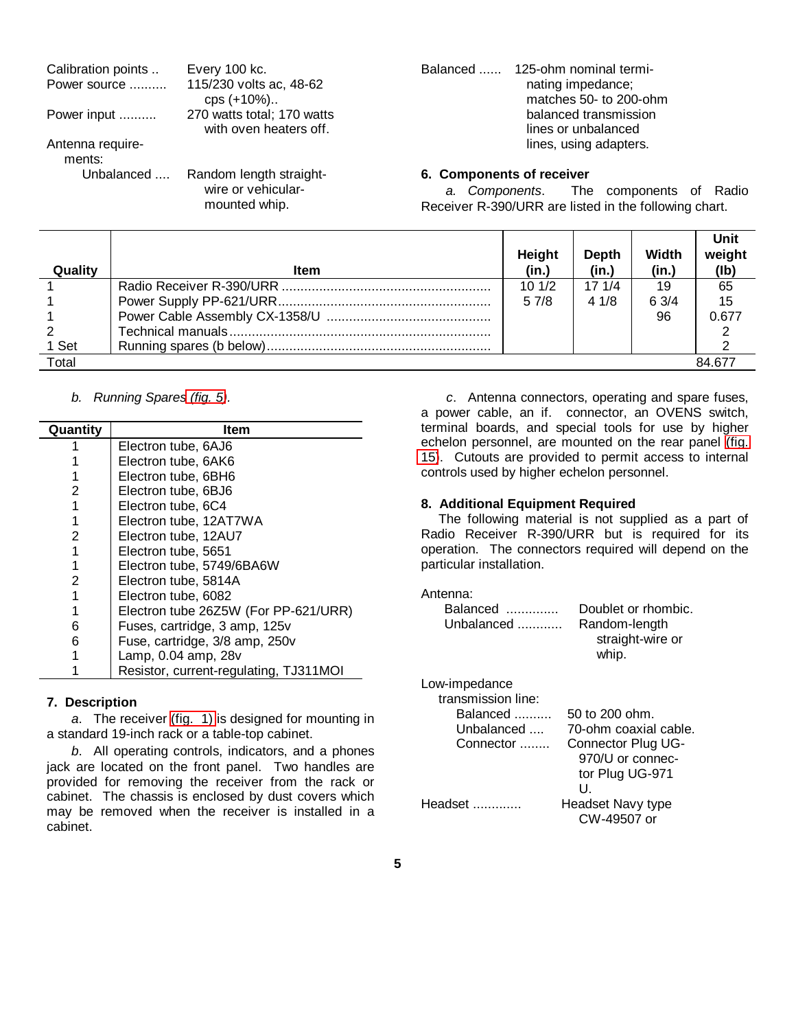Calibration points .. Every 100 kc.

Power source .......... 115/230 volts ac, 48-62 cps (+10%)..

Power input .......... 270 watts total; 170 watts with oven heaters off.

Antenna requirements:

Unbalanced .... Random length straight-wire or vehicular-mounted whip.

Balanced ...... 125-ohm nominal terminating impedance; matches 50- to 200-ohm balanced transmission lines or unbalanced lines, using adapters.

### 6. Components of receiver

*a. Components*. The components of Radio Receiver R-390/URR are listed in the following chart.

| Quality | Item | Height (in.) | Depth (in.) | Width (in.) | Unit weight (lb) |
|---|---|---|---|---|---|
| 1 | Radio Receiver R-390/URR | 10 1/2 | 17 1/4 | 19 | 65 |
| 1 | Power Supply PP-621/URR | 5 7/8 | 4 1/8 | 6 3/4 | 15 |
| 1 | Power Cable Assembly CX-1358/U | | | 96 | 0.677 |
| 2 | Technical manuals | | | | 2 |
| 1 Set | Running spares (b below) | | | | 2 |
| Total | | | | | 84.677 |

*b. Running Spares* (fig. 5).

| Quantity | Item |
|---|---|
| 1 | Electron tube, 6AJ6 |
| 1 | Electron tube, 6AK6 |
| 1 | Electron tube, 6BH6 |
| 2 | Electron tube, 6BJ6 |
| 1 | Electron tube, 6C4 |
| 1 | Electron tube, 12AT7WA |
| 2 | Electron tube, 12AU7 |
| 1 | Electron tube, 5651 |
| 1 | Electron tube, 5749/6BA6W |
| 2 | Electron tube, 5814A |
| 1 | Electron tube, 6082 |
| 1 | Electron tube 26Z5W (For PP-621/URR) |
| 6 | Fuses, cartridge, 3 amp, 125v |
| 6 | Fuse, cartridge, 3/8 amp, 250v |
| 1 | Lamp, 0.04 amp, 28v |
| 1 | Resistor, current-regulating, TJ311MOI |

### 7. Description

*a*. The receiver (fig. 1) is designed for mounting in a standard 19-inch rack or a table-top cabinet.

*b*. All operating controls, indicators, and a phones jack are located on the front panel. Two handles are provided for removing the receiver from the rack or cabinet. The chassis is enclosed by dust covers which may be removed when the receiver is installed in a cabinet.

*c*. Antenna connectors, operating and spare fuses, a power cable, an if. connector, an OVENS switch, terminal boards, and special tools for use by higher echelon personnel, are mounted on the rear panel (fig. 15). Cutouts are provided to permit access to internal controls used by higher echelon personnel.

### 8. Additional Equipment Required

The following material is not supplied as a part of Radio Receiver R-390/URR but is required for its operation. The connectors required will depend on the particular installation.

Antenna:

Balanced .............. Doublet or rhombic.

Unbalanced ............ Random-length straight-wire or whip.

Low-impedance transmission line:

Balanced .......... 50 to 200 ohm.

Unbalanced .... 70-ohm coaxial cable.

Connector ........ Connector Plug UG-970/U or connector Plug UG-971 U.

Headset ............. Headset Navy type CW-49507 or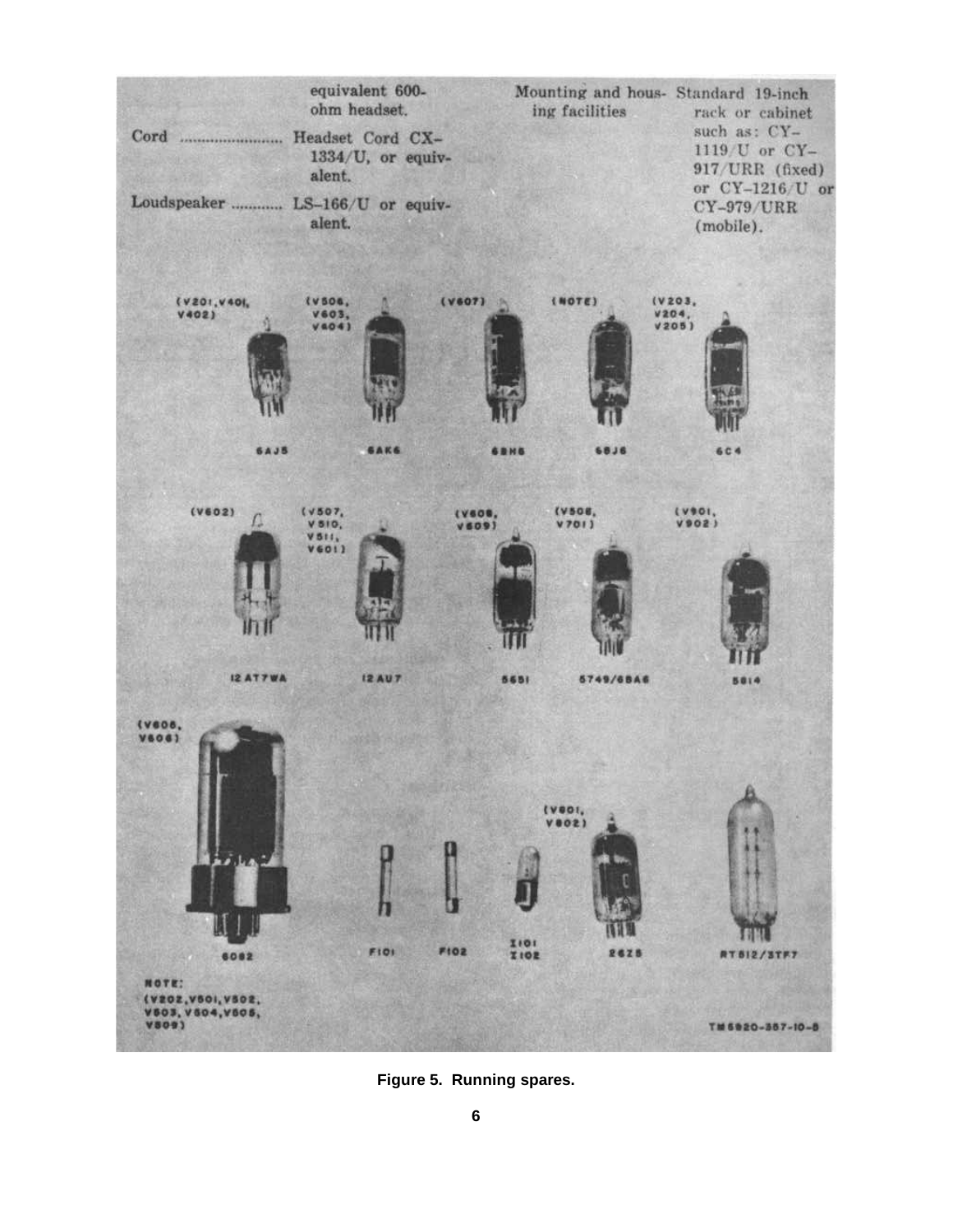| | |
|---|---|
| | equivalent 600-ohm headset. |
| Cord | Headset Cord CX-1334/U, or equivalent. |
| Loudspeaker | LS-166/U or equivalent. |
| Mounting and housing facilities | Standard 19-inch rack or cabinet such as: CY-1119/U or CY-917/URR (fixed) or CY-1216/U or CY-979/URR (mobile). |

(V201, V401, V402) 6AJ5

(V506, V603, V404) 6AK6

(V607) 6BH6

(NOTE) 6BJ6

(V203, V204, V205) 6C4

(V602) 12AT7WA

(V507, V510, V511, V601) 12AU7

(V608, V609) 5651

(V508, V701) 5749/6BA6

(V901, V902) 5814

(V605, V606) 6082

F101

F102

I101 I102

(V801, V802) 26Z5

RT512/3TF7

NOTE: (V202, V501, V502, V503, V504, V505, V509)

TM5820-357-10-5

**Figure 5. Running spares.**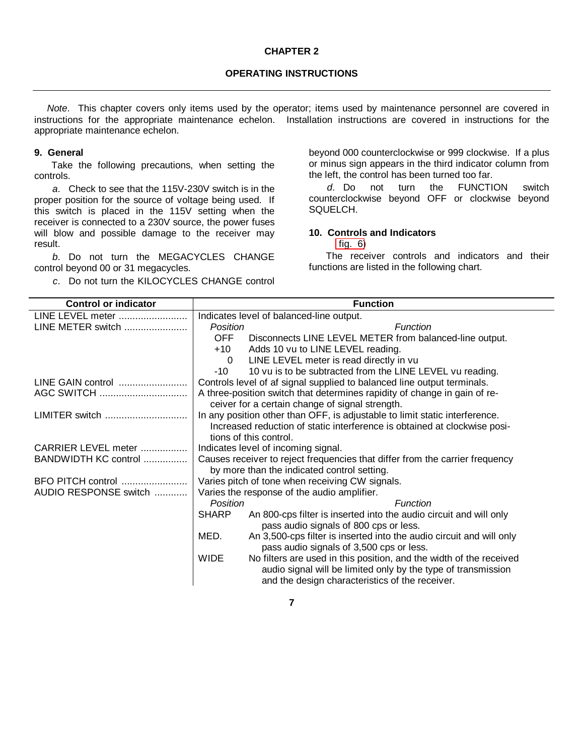# CHAPTER 2

## OPERATING INSTRUCTIONS

*Note*. This chapter covers only items used by the operator; items used by maintenance personnel are covered in instructions for the appropriate maintenance echelon. Installation instructions are covered in instructions for the appropriate maintenance echelon.

### 9. General

Take the following precautions, when setting the controls.

*a*. Check to see that the 115V-230V switch is in the proper position for the source of voltage being used. If this switch is placed in the 115V setting when the receiver is connected to a 230V source, the power fuses will blow and possible damage to the receiver may result.

*b*. Do not turn the MEGACYCLES CHANGE control beyond 00 or 31 megacycles.

*c*. Do not turn the KILOCYCLES CHANGE control beyond 000 counterclockwise or 999 clockwise. If a plus or minus sign appears in the third indicator column from the left, the control has been turned too far.

*d*. Do not turn the FUNCTION switch counterclockwise beyond OFF or clockwise beyond SQUELCH.

### 10. Controls and Indicators

(fig. 6)

The receiver controls and indicators and their functions are listed in the following chart.

| Control or indicator | Function |
|---|---|
| LINE LEVEL meter | Indicates level of balanced-line output. |
| LINE METER switch | *Position* — *Function*<br>OFF — Disconnects LINE LEVEL METER from balanced-line output.<br>+10 — Adds 10 vu to LINE LEVEL reading.<br>0 — LINE LEVEL meter is read directly in vu<br>-10 — 10 vu is to be subtracted from the LINE LEVEL vu reading. |
| LINE GAIN control | Controls level of af signal supplied to balanced line output terminals. |
| AGC SWITCH | A three-position switch that determines rapidity of change in gain of receiver for a certain change of signal strength. |
| LIMITER switch | In any position other than OFF, is adjustable to limit static interference. Increased reduction of static interference is obtained at clockwise positions of this control. |
| CARRIER LEVEL meter | Indicates level of incoming signal. |
| BANDWIDTH KC control | Causes receiver to reject frequencies that differ from the carrier frequency by more than the indicated control setting. |
| BFO PITCH control | Varies pitch of tone when receiving CW signals. |
| AUDIO RESPONSE switch | Varies the response of the audio amplifier.<br>*Position* — *Function*<br>SHARP — An 800-cps filter is inserted into the audio circuit and will only pass audio signals of 800 cps or less.<br>MED. — An 3,500-cps filter is inserted into the audio circuit and will only pass audio signals of 3,500 cps or less.<br>WIDE — No filters are used in this position, and the width of the received audio signal will be limited only by the type of transmission and the design characteristics of the receiver. |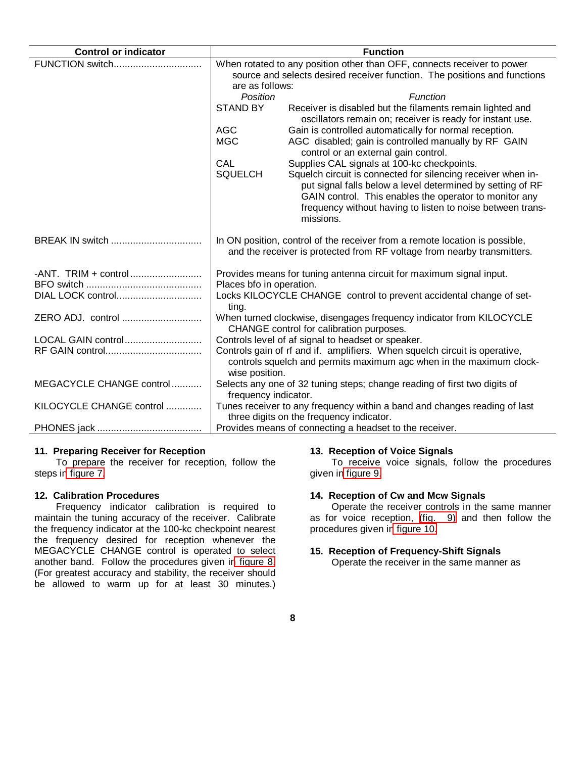| Control or indicator | Function |
|---|---|
| FUNCTION switch | When rotated to any position other than OFF, connects receiver to power source and selects desired receiver function. The positions and functions are as follows:<br>*Position* — *Function*<br>STAND BY — Receiver is disabled but the filaments remain lighted and oscillators remain on; receiver is ready for instant use.<br>AGC — Gain is controlled automatically for normal reception.<br>MGC — AGC disabled; gain is controlled manually by RF GAIN control or an external gain control.<br>CAL — Supplies CAL signals at 100-kc checkpoints.<br>SQUELCH — Squelch circuit is connected for silencing receiver when input signal falls below a level determined by setting of RF GAIN control. This enables the operator to monitor any frequency without having to listen to noise between transmissions. |
| BREAK IN switch | In ON position, control of the receiver from a remote location is possible, and the receiver is protected from RF voltage from nearby transmitters. |
| -ANT. TRIM + control | Provides means for tuning antenna circuit for maximum signal input. |
| BFO switch | Places bfo in operation. |
| DIAL LOCK control | Locks KILOCYCLE CHANGE control to prevent accidental change of setting. |
| ZERO ADJ. control | When turned clockwise, disengages frequency indicator from KILOCYCLE CHANGE control for calibration purposes. |
| LOCAL GAIN control | Controls level of af signal to headset or speaker. |
| RF GAIN control | Controls gain of rf and if. amplifiers. When squelch circuit is operative, controls squelch and permits maximum agc when in the maximum clockwise position. |
| MEGACYCLE CHANGE control | Selects any one of 32 tuning steps; change reading of first two digits of frequency indicator. |
| KILOCYCLE CHANGE control | Tunes receiver to any frequency within a band and changes reading of last three digits on the frequency indicator. |
| PHONES jack | Provides means of connecting a headset to the receiver. |

**11. Preparing Receiver for Reception**

To prepare the receiver for reception, follow the steps in figure 7.

**12. Calibration Procedures**

Frequency indicator calibration is required to maintain the tuning accuracy of the receiver. Calibrate the frequency indicator at the 100-kc checkpoint nearest the frequency desired for reception whenever the MEGACYCLE CHANGE control is operated to select another band. Follow the procedures given in figure 8. (For greatest accuracy and stability, the receiver should be allowed to warm up for at least 30 minutes.)

**13. Reception of Voice Signals**

To receive voice signals, follow the procedures given in figure 9.

**14. Reception of Cw and Mcw Signals**

Operate the receiver controls in the same manner as for voice reception, (fig. 9) and then follow the procedures given in figure 10.

**15. Reception of Frequency-Shift Signals**

Operate the receiver in the same manner as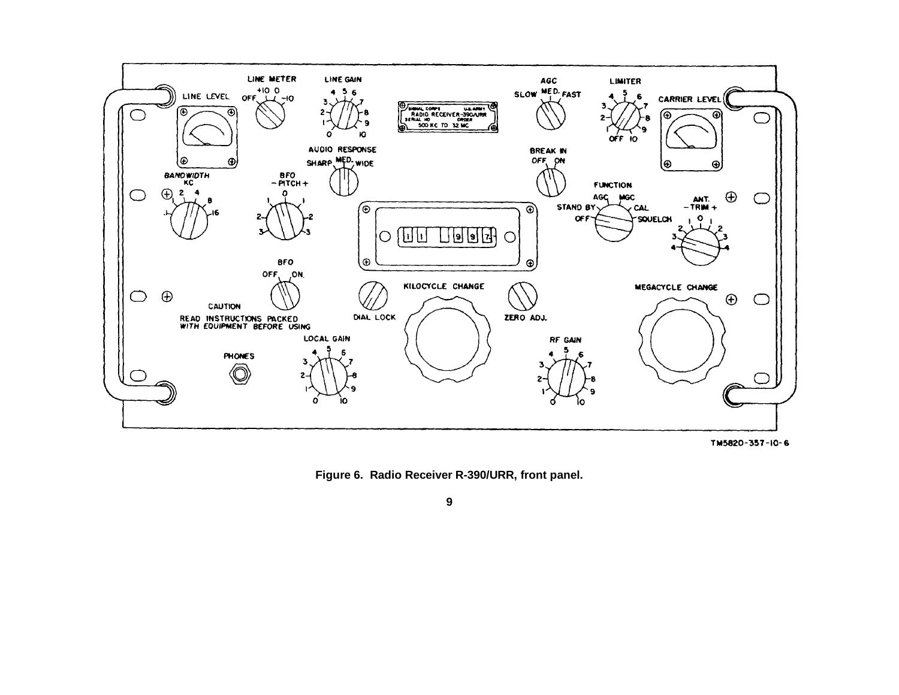TM5820-357-10-6

**Figure 6. Radio Receiver R-390/URR, front panel.**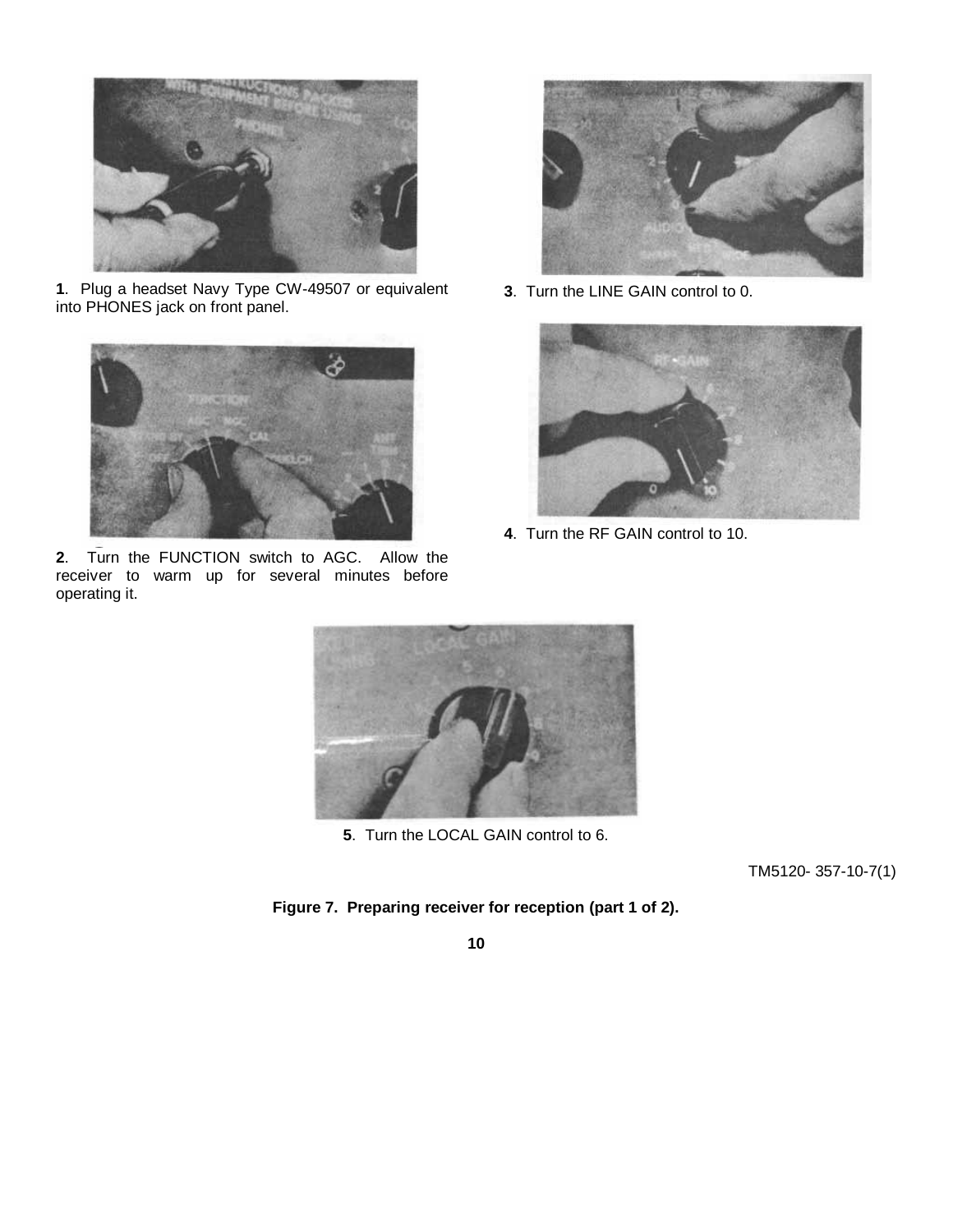1. Plug a headset Navy Type CW-49507 or equivalent into PHONES jack on front panel.

2. Turn the FUNCTION switch to AGC. Allow the receiver to warm up for several minutes before operating it.

3. Turn the LINE GAIN control to 0.

4. Turn the RF GAIN control to 10.

5. Turn the LOCAL GAIN control to 6.

TM5120- 357-10-7(1)

**Figure 7. Preparing receiver for reception (part 1 of 2).**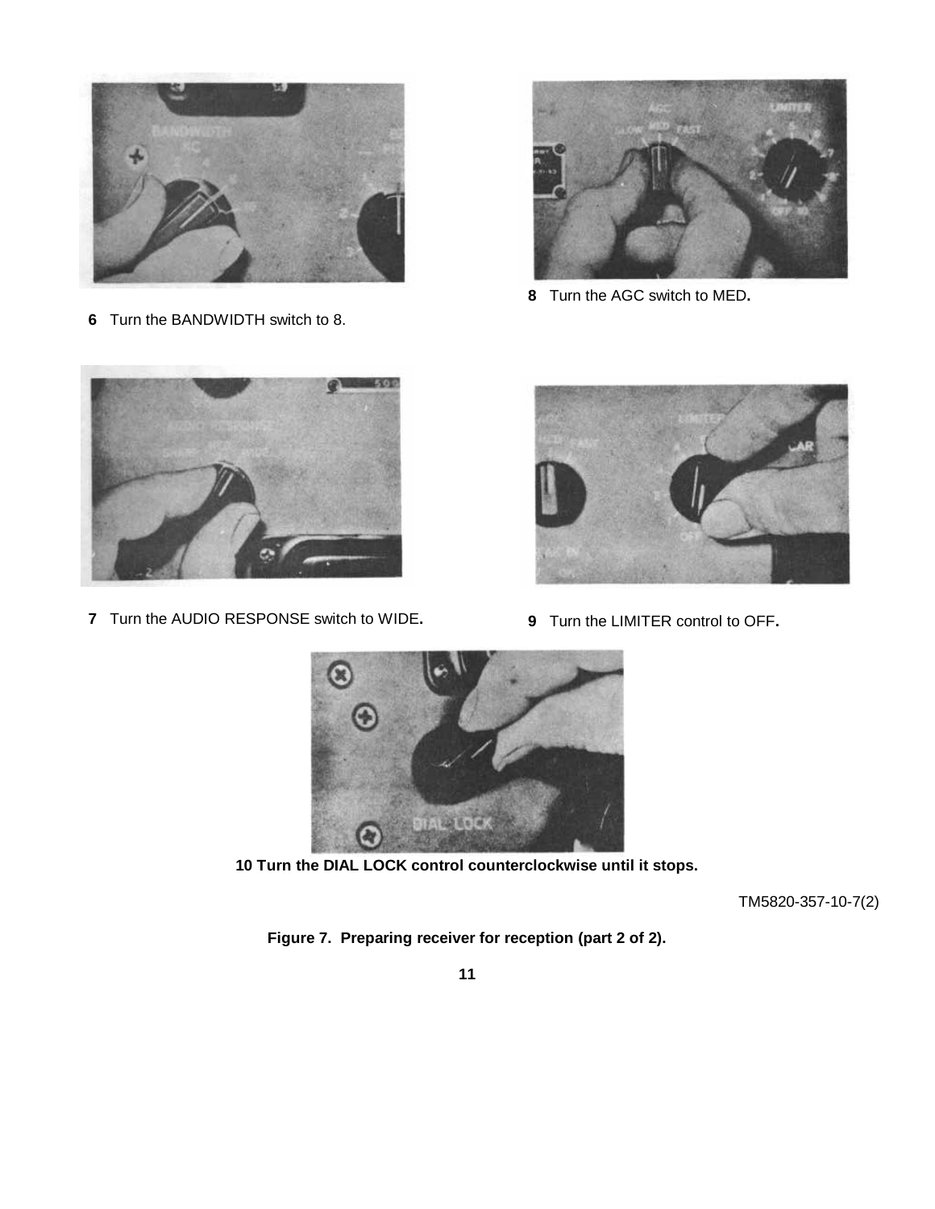**6** Turn the BANDWIDTH switch to 8.

**8** Turn the AGC switch to MED**.**

**7** Turn the AUDIO RESPONSE switch to WIDE**.**

**9** Turn the LIMITER control to OFF**.**

**10 Turn the DIAL LOCK control counterclockwise until it stops.**

TM5820-357-10-7(2)

**Figure 7. Preparing receiver for reception (part 2 of 2).**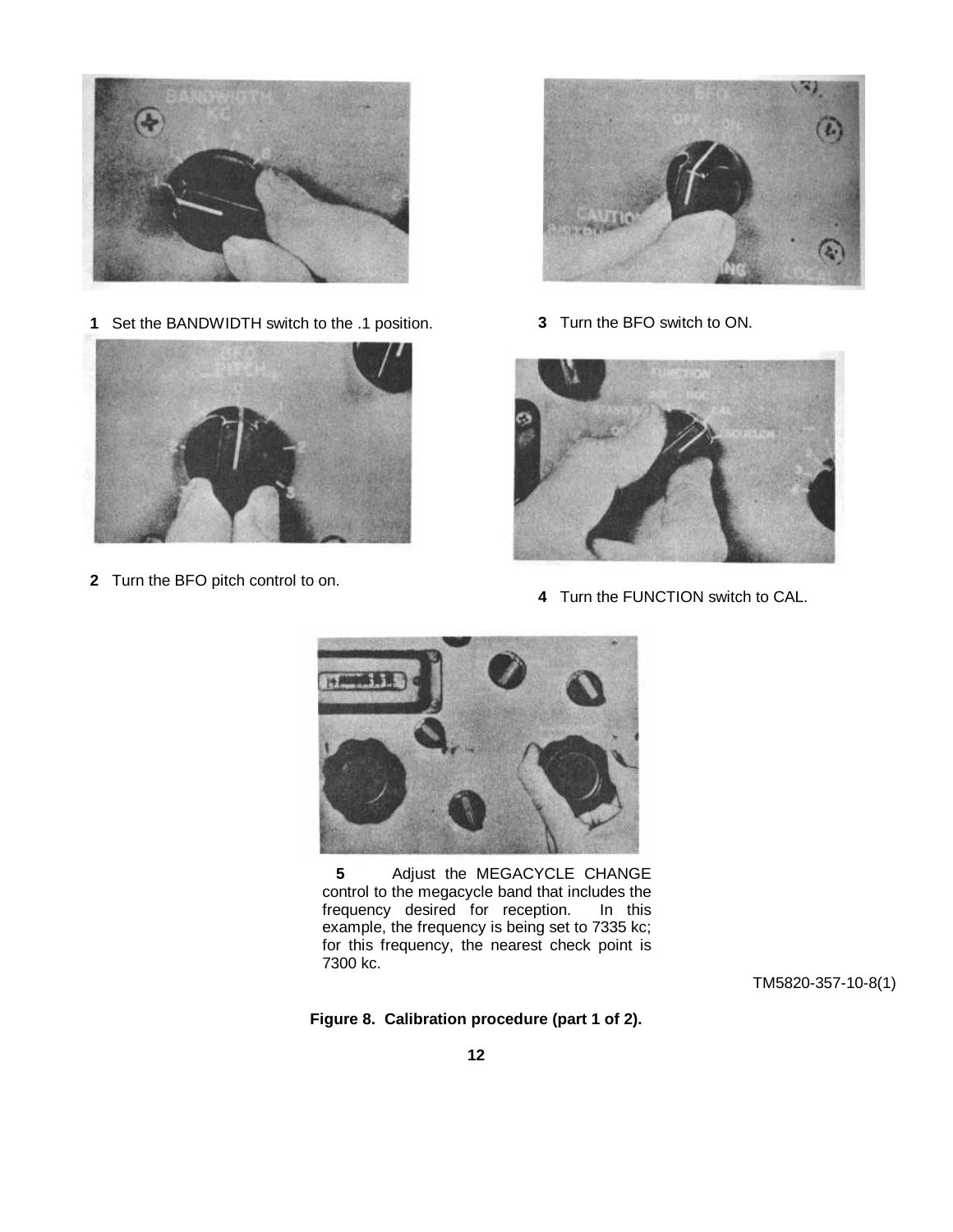**1** Set the BANDWIDTH switch to the .1 position.

**2** Turn the BFO pitch control to on.

**3** Turn the BFO switch to ON.

**4** Turn the FUNCTION switch to CAL.

**5** Adjust the MEGACYCLE CHANGE control to the megacycle band that includes the frequency desired for reception. In this example, the frequency is being set to 7335 kc; for this frequency, the nearest check point is 7300 kc.

TM5820-357-10-8(1)

**Figure 8. Calibration procedure (part 1 of 2).**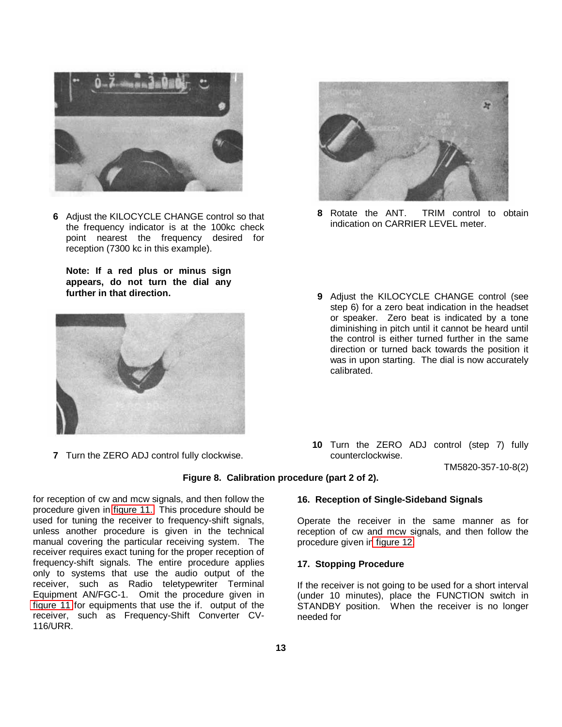**6** Adjust the KILOCYCLE CHANGE control so that the frequency indicator is at the 100kc check point nearest the frequency desired for reception (7300 kc in this example).

**Note: If a red plus or minus sign appears, do not turn the dial any further in that direction.**

**7** Turn the ZERO ADJ control fully clockwise.

**8** Rotate the ANT. TRIM control to obtain indication on CARRIER LEVEL meter.

**9** Adjust the KILOCYCLE CHANGE control (see step 6) for a zero beat indication in the headset or speaker. Zero beat is indicated by a tone diminishing in pitch until it cannot be heard until the control is either turned further in the same direction or turned back towards the position it was in upon starting. The dial is now accurately calibrated.

**10** Turn the ZERO ADJ control (step 7) fully counterclockwise.

TM5820-357-10-8(2)

**Figure 8. Calibration procedure (part 2 of 2).**

for reception of cw and mcw signals, and then follow the procedure given in figure 11. This procedure should be used for tuning the receiver to frequency-shift signals, unless another procedure is given in the technical manual covering the particular receiving system. The receiver requires exact tuning for the proper reception of frequency-shift signals. The entire procedure applies only to systems that use the audio output of the receiver, such as Radio teletypewriter Terminal Equipment AN/FGC-1. Omit the procedure given in figure 11 for equipments that use the if. output of the receiver, such as Frequency-Shift Converter CV-116/URR.

## 16. Reception of Single-Sideband Signals

Operate the receiver in the same manner as for reception of cw and mcw signals, and then follow the procedure given in figure 12.

## 17. Stopping Procedure

If the receiver is not going to be used for a short interval (under 10 minutes), place the FUNCTION switch in STANDBY position. When the receiver is no longer needed for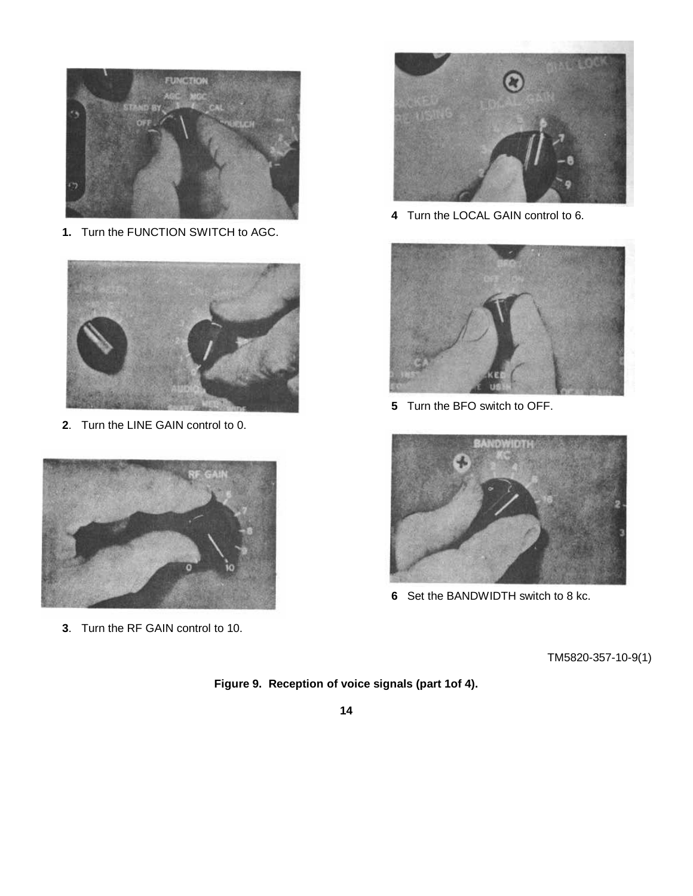**1.** Turn the FUNCTION SWITCH to AGC.

**2**. Turn the LINE GAIN control to 0.

**3**. Turn the RF GAIN control to 10.

**4** Turn the LOCAL GAIN control to 6.

**5** Turn the BFO switch to OFF.

**6** Set the BANDWIDTH switch to 8 kc.

TM5820-357-10-9(1)

**Figure 9. Reception of voice signals (part 1of 4).**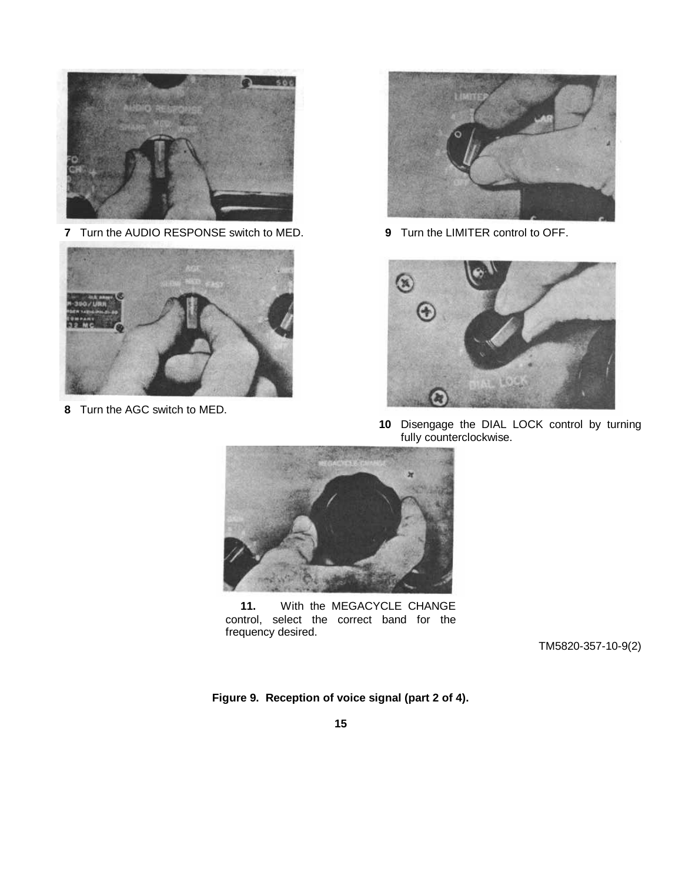7 Turn the AUDIO RESPONSE switch to MED.

8 Turn the AGC switch to MED.

9 Turn the LIMITER control to OFF.

10 Disengage the DIAL LOCK control by turning fully counterclockwise.

11. With the MEGACYCLE CHANGE control, select the correct band for the frequency desired.

TM5820-357-10-9(2)

**Figure 9. Reception of voice signal (part 2 of 4).**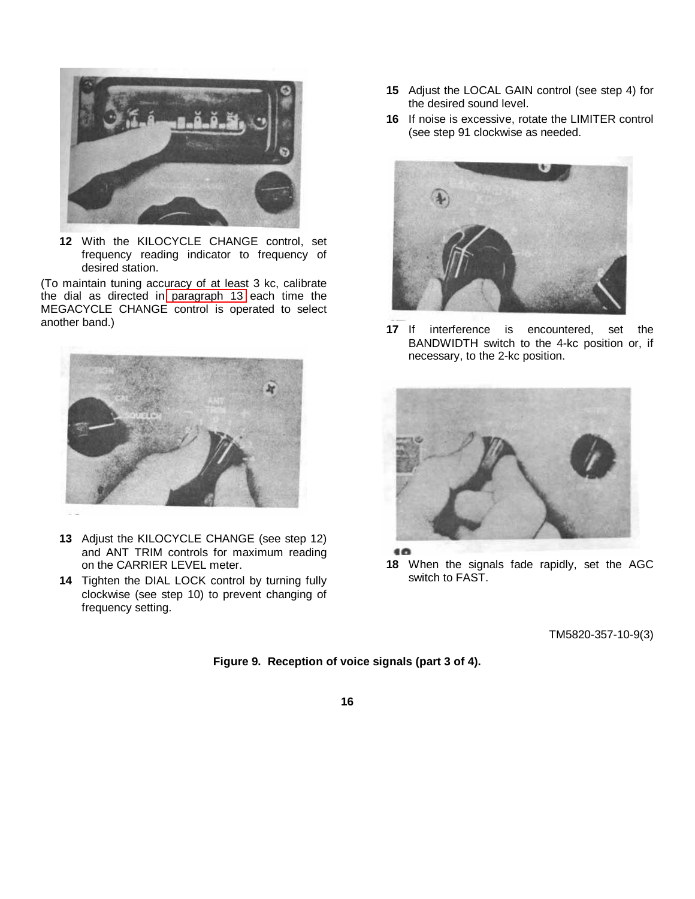**12** With the KILOCYCLE CHANGE control, set frequency reading indicator to frequency of desired station.

(To maintain tuning accuracy of at least 3 kc, calibrate the dial as directed in paragraph 13 each time the MEGACYCLE CHANGE control is operated to select another band.)

**13** Adjust the KILOCYCLE CHANGE (see step 12) and ANT TRIM controls for maximum reading on the CARRIER LEVEL meter.

**14** Tighten the DIAL LOCK control by turning fully clockwise (see step 10) to prevent changing of frequency setting.

**15** Adjust the LOCAL GAIN control (see step 4) for the desired sound level.

**16** If noise is excessive, rotate the LIMITER control (see step 91 clockwise as needed.

**17** If interference is encountered, set the BANDWIDTH switch to the 4-kc position or, if necessary, to the 2-kc position.

**18** When the signals fade rapidly, set the AGC switch to FAST.

TM5820-357-10-9(3)

**Figure 9. Reception of voice signals (part 3 of 4).**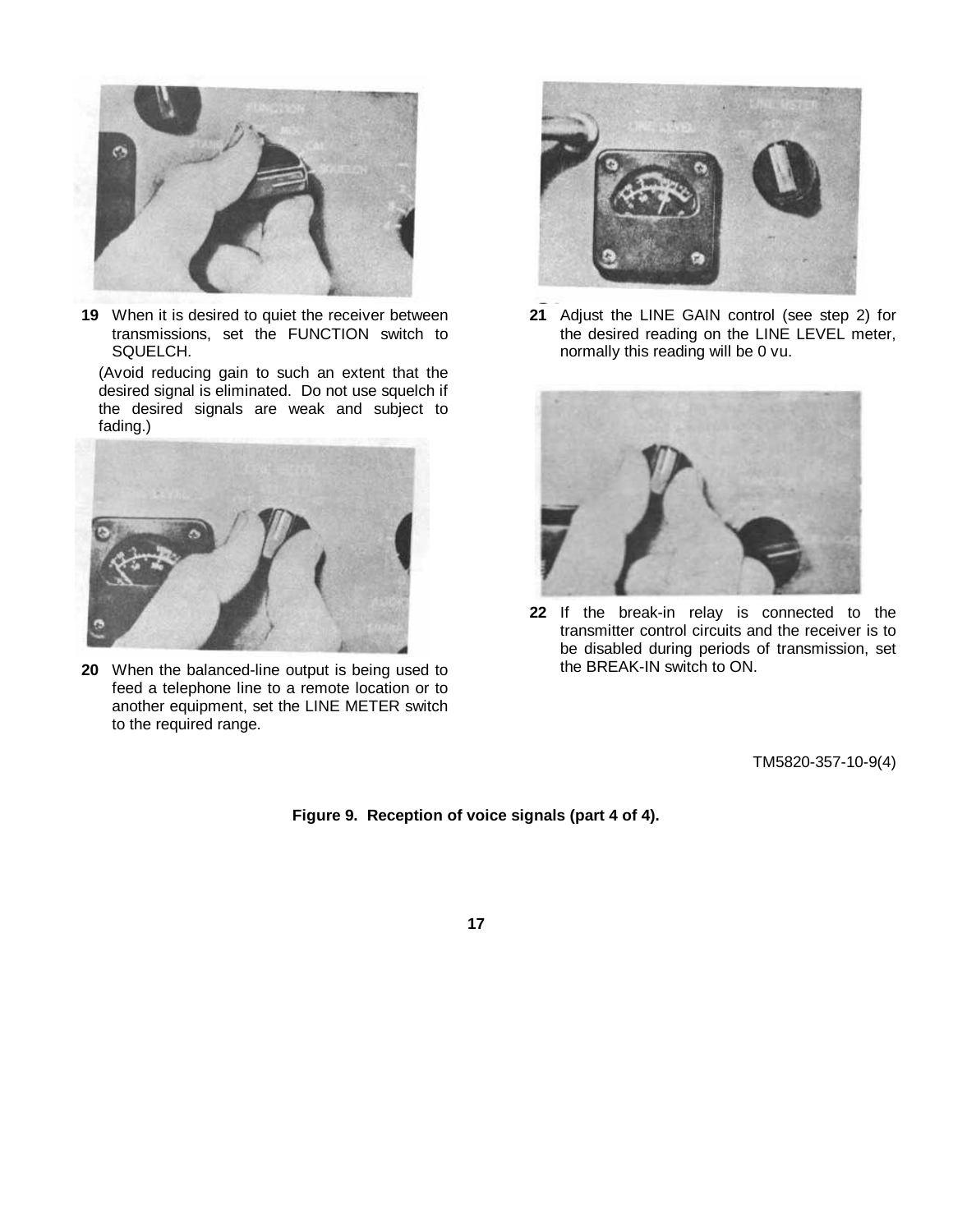**19** When it is desired to quiet the receiver between transmissions, set the FUNCTION switch to SQUELCH.

(Avoid reducing gain to such an extent that the desired signal is eliminated. Do not use squelch if the desired signals are weak and subject to fading.)

**20** When the balanced-line output is being used to feed a telephone line to a remote location or to another equipment, set the LINE METER switch to the required range.

**21** Adjust the LINE GAIN control (see step 2) for the desired reading on the LINE LEVEL meter, normally this reading will be 0 vu.

**22** If the break-in relay is connected to the transmitter control circuits and the receiver is to be disabled during periods of transmission, set the BREAK-IN switch to ON.

TM5820-357-10-9(4)

**Figure 9. Reception of voice signals (part 4 of 4).**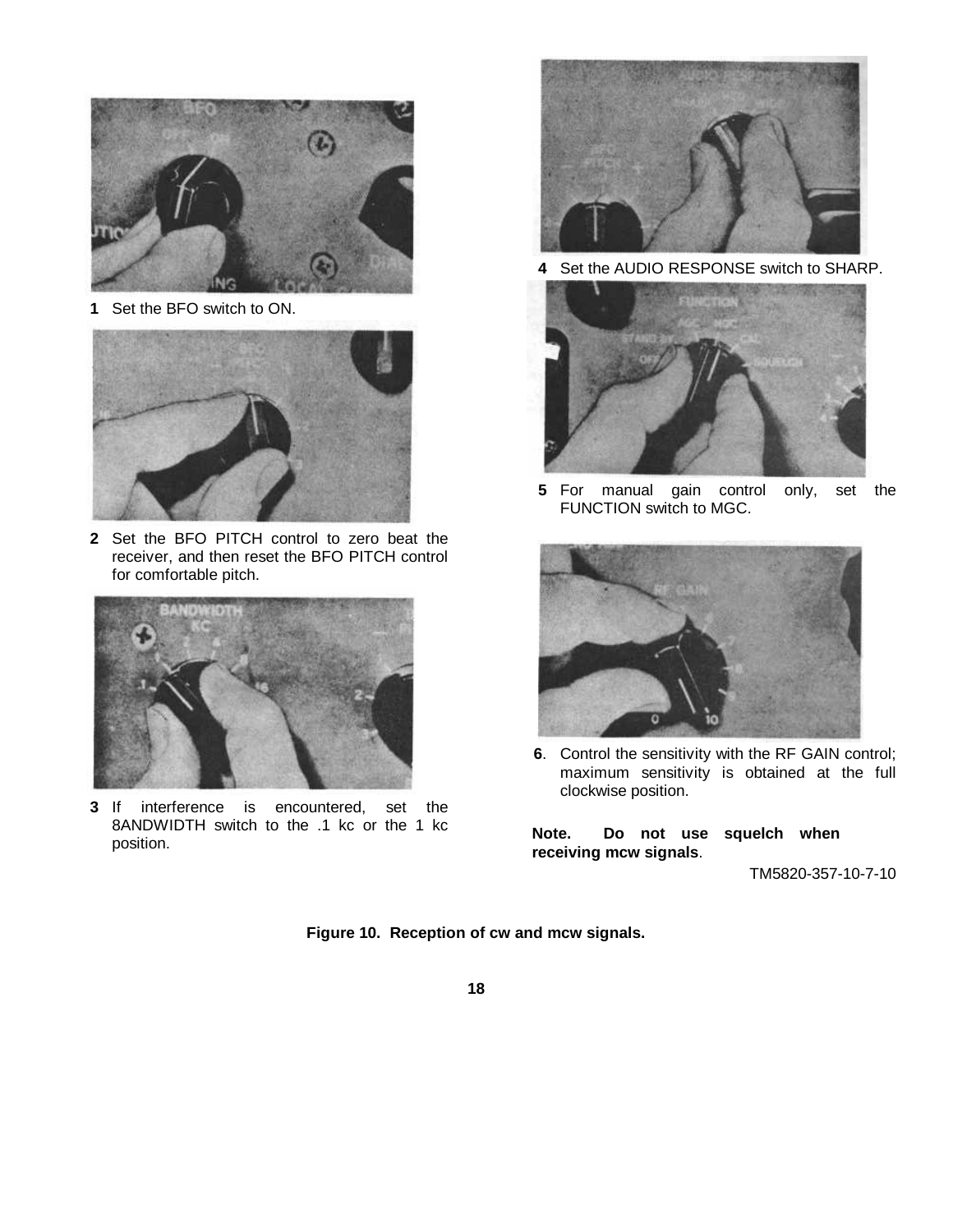**1** Set the BFO switch to ON.

**2** Set the BFO PITCH control to zero beat the receiver, and then reset the BFO PITCH control for comfortable pitch.

**3** If interference is encountered, set the 8ANDWIDTH switch to the .1 kc or the 1 kc position.

**4** Set the AUDIO RESPONSE switch to SHARP.

**5** For manual gain control only, set the FUNCTION switch to MGC.

**6**. Control the sensitivity with the RF GAIN control; maximum sensitivity is obtained at the full clockwise position.

**Note. Do not use squelch when receiving mcw signals**.

TM5820-357-10-7-10

**Figure 10. Reception of cw and mcw signals.**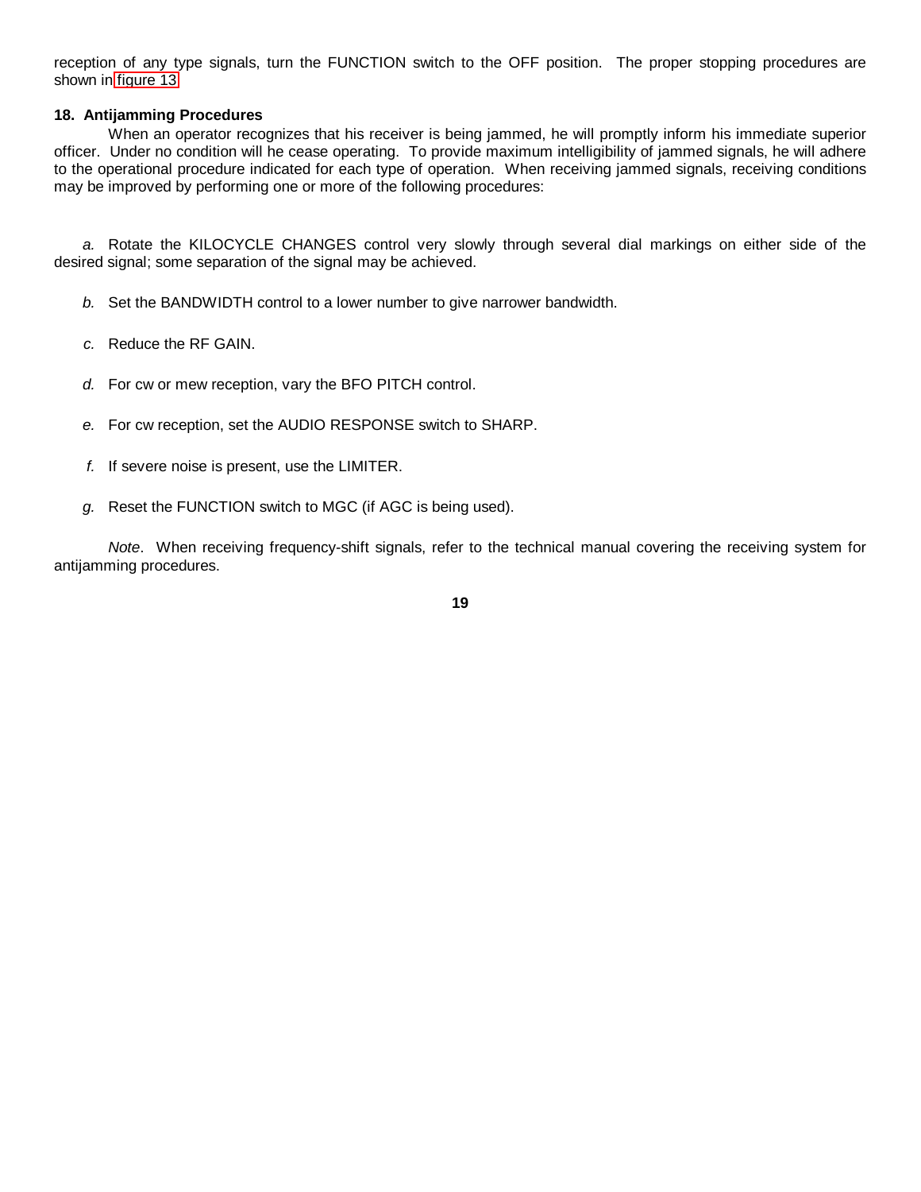reception of any type signals, turn the FUNCTION switch to the OFF position. The proper stopping procedures are shown in figure 13.

**18. Antijamming Procedures**

When an operator recognizes that his receiver is being jammed, he will promptly inform his immediate superior officer. Under no condition will he cease operating. To provide maximum intelligibility of jammed signals, he will adhere to the operational procedure indicated for each type of operation. When receiving jammed signals, receiving conditions may be improved by performing one or more of the following procedures:

*a.* Rotate the KILOCYCLE CHANGES control very slowly through several dial markings on either side of the desired signal; some separation of the signal may be achieved.

*b.* Set the BANDWIDTH control to a lower number to give narrower bandwidth.

*c.* Reduce the RF GAIN.

*d.* For cw or mew reception, vary the BFO PITCH control.

*e.* For cw reception, set the AUDIO RESPONSE switch to SHARP.

*f.* If severe noise is present, use the LIMITER.

*g.* Reset the FUNCTION switch to MGC (if AGC is being used).

*Note*. When receiving frequency-shift signals, refer to the technical manual covering the receiving system for antijamming procedures.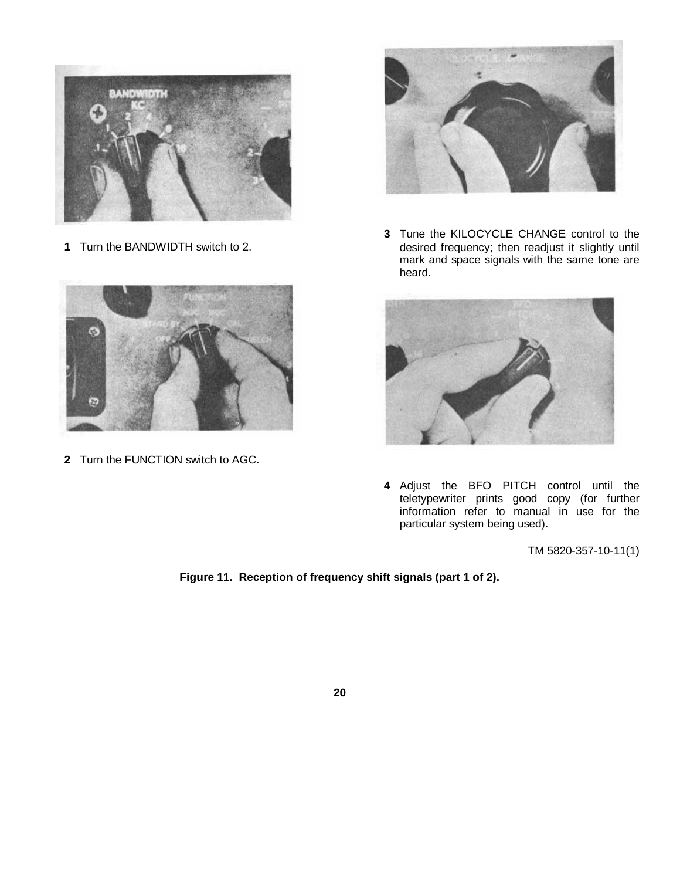**1** Turn the BANDWIDTH switch to 2.

**2** Turn the FUNCTION switch to AGC.

**3** Tune the KILOCYCLE CHANGE control to the desired frequency; then readjust it slightly until mark and space signals with the same tone are heard.

**4** Adjust the BFO PITCH control until the teletypewriter prints good copy (for further information refer to manual in use for the particular system being used).

TM 5820-357-10-11(1)

**Figure 11. Reception of frequency shift signals (part 1 of 2).**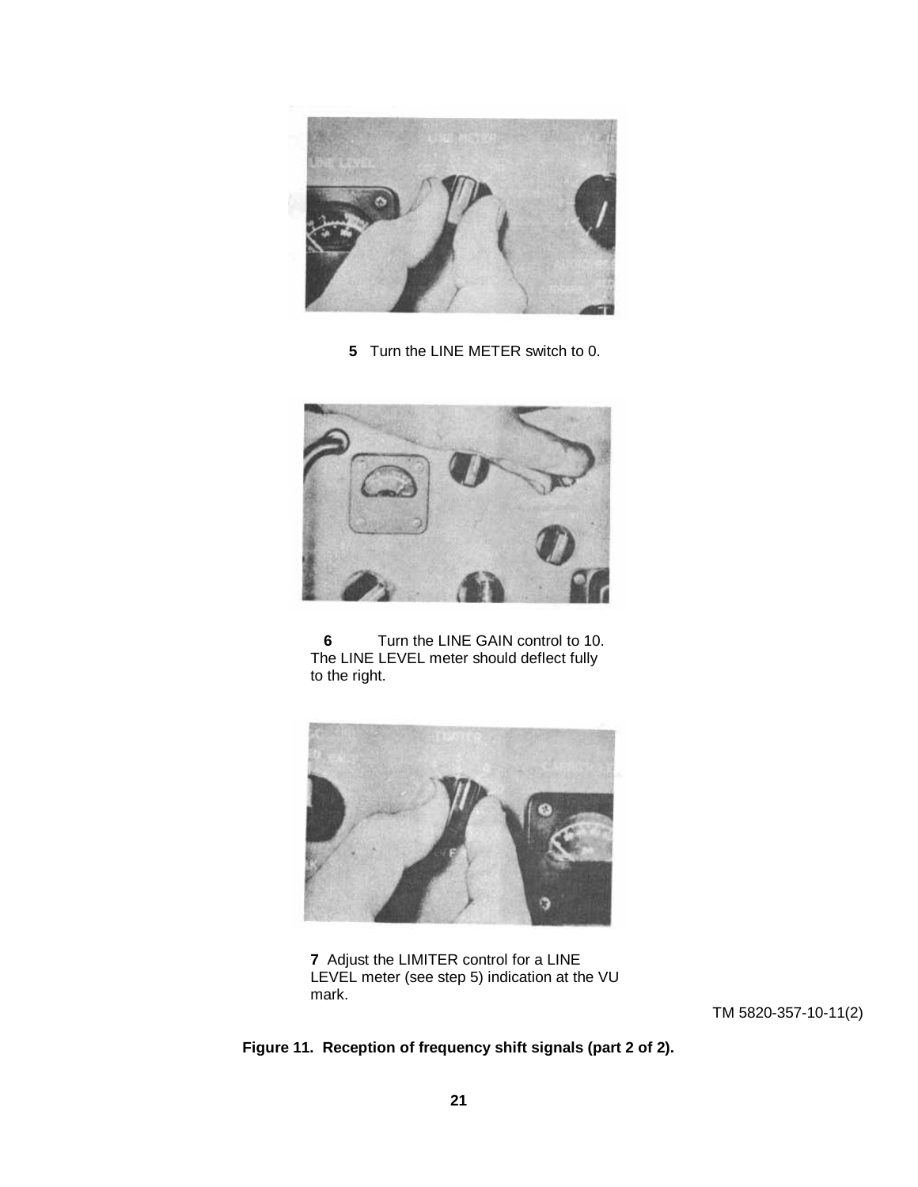**5** Turn the LINE METER switch to 0.

**6** Turn the LINE GAIN control to 10. The LINE LEVEL meter should deflect fully to the right.

**7** Adjust the LIMITER control for a LINE LEVEL meter (see step 5) indication at the VU mark.

TM 5820-357-10-11(2)

**Figure 11. Reception of frequency shift signals (part 2 of 2).**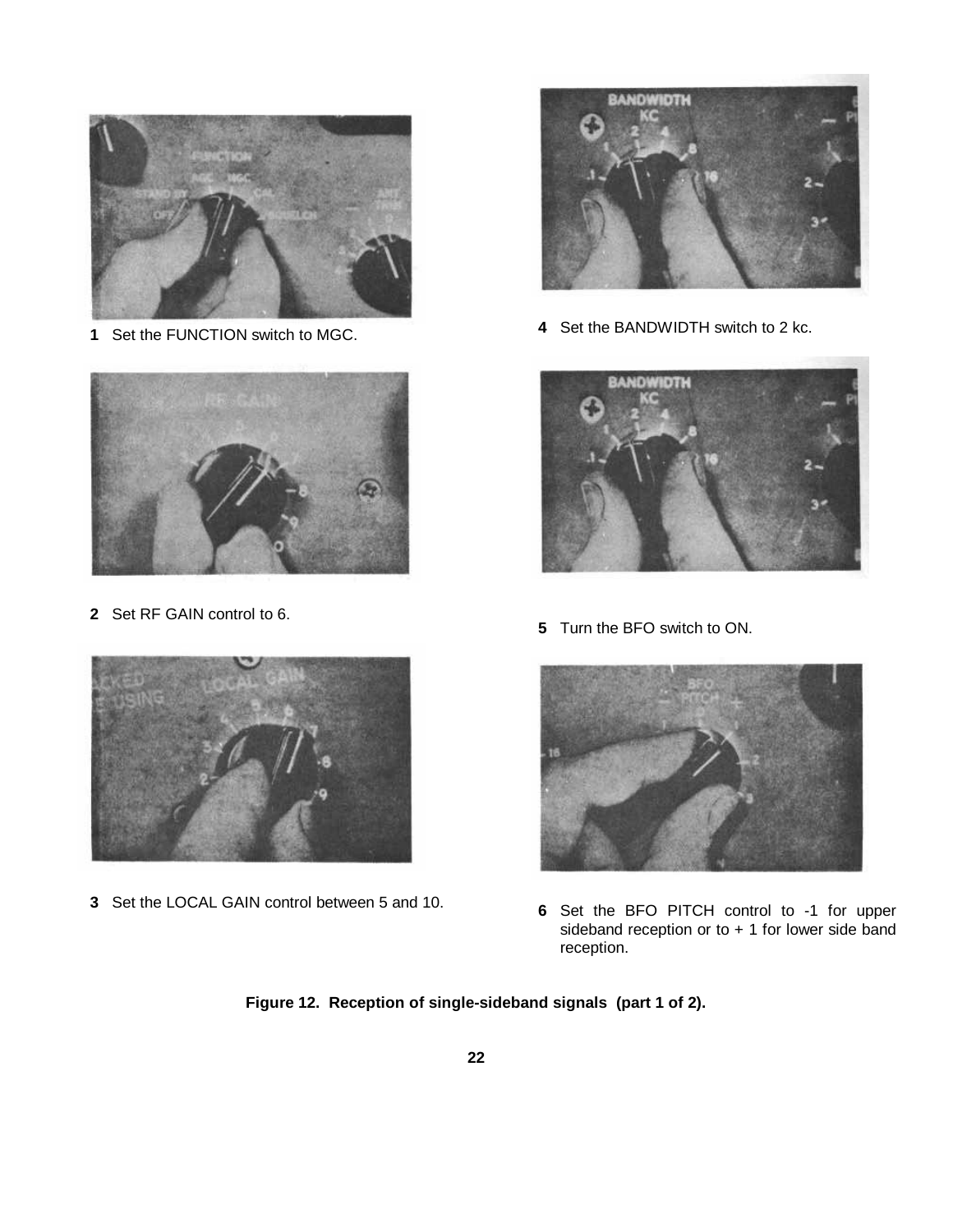**1** Set the FUNCTION switch to MGC.

**2** Set RF GAIN control to 6.

**3** Set the LOCAL GAIN control between 5 and 10.

**4** Set the BANDWIDTH switch to 2 kc.

**5** Turn the BFO switch to ON.

**6** Set the BFO PITCH control to -1 for upper sideband reception or to + 1 for lower side band reception.

**Figure 12. Reception of single-sideband signals (part 1 of 2).**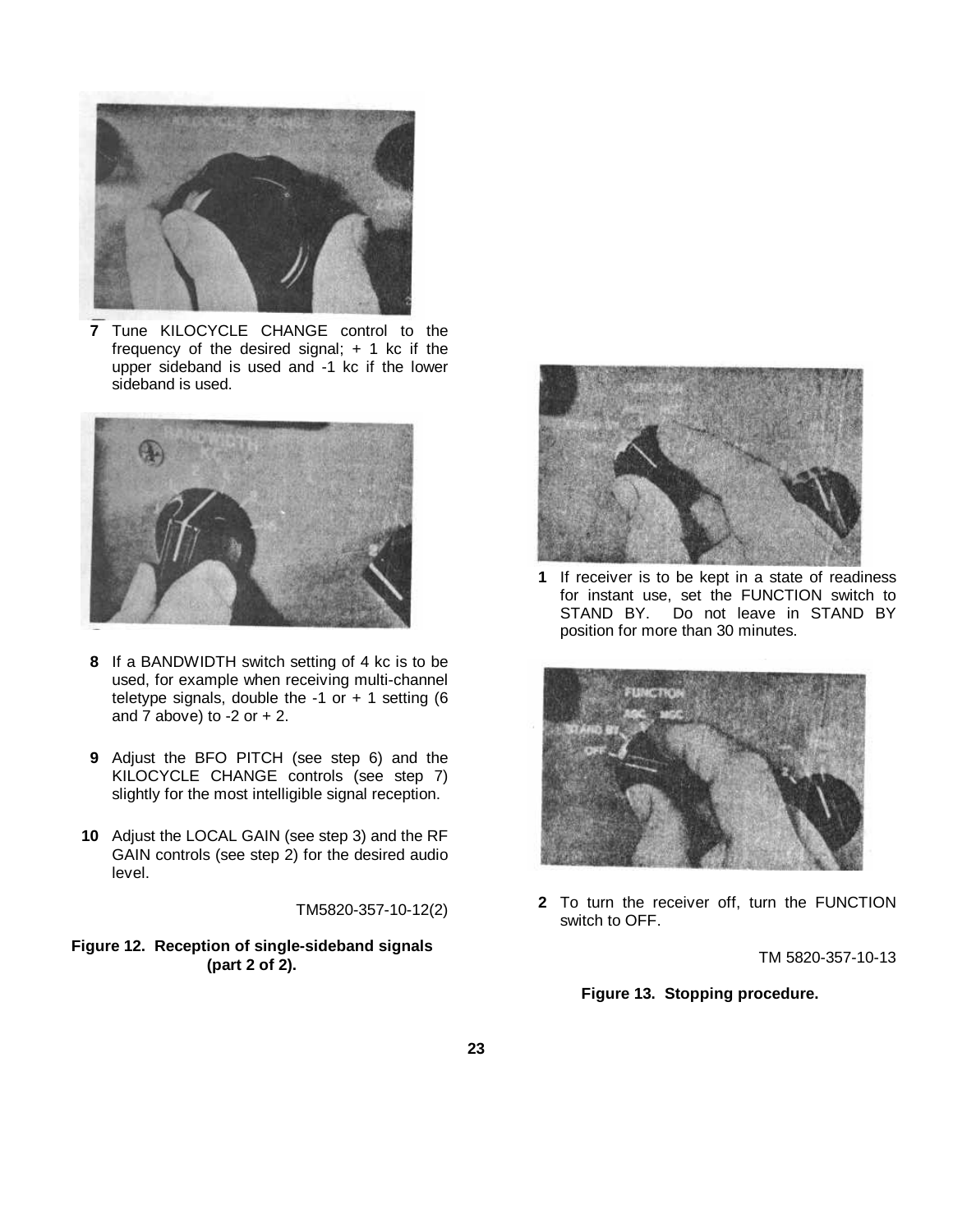**7** Tune KILOCYCLE CHANGE control to the frequency of the desired signal; + 1 kc if the upper sideband is used and -1 kc if the lower sideband is used.

**8** If a BANDWIDTH switch setting of 4 kc is to be used, for example when receiving multi-channel teletype signals, double the -1 or + 1 setting (6 and 7 above) to -2 or + 2.

**9** Adjust the BFO PITCH (see step 6) and the KILOCYCLE CHANGE controls (see step 7) slightly for the most intelligible signal reception.

**10** Adjust the LOCAL GAIN (see step 3) and the RF GAIN controls (see step 2) for the desired audio level.

TM5820-357-10-12(2)

**Figure 12. Reception of single-sideband signals (part 2 of 2).**

**1** If receiver is to be kept in a state of readiness for instant use, set the FUNCTION switch to STAND BY. Do not leave in STAND BY position for more than 30 minutes.

**2** To turn the receiver off, turn the FUNCTION switch to OFF.

TM 5820-357-10-13

**Figure 13. Stopping procedure.**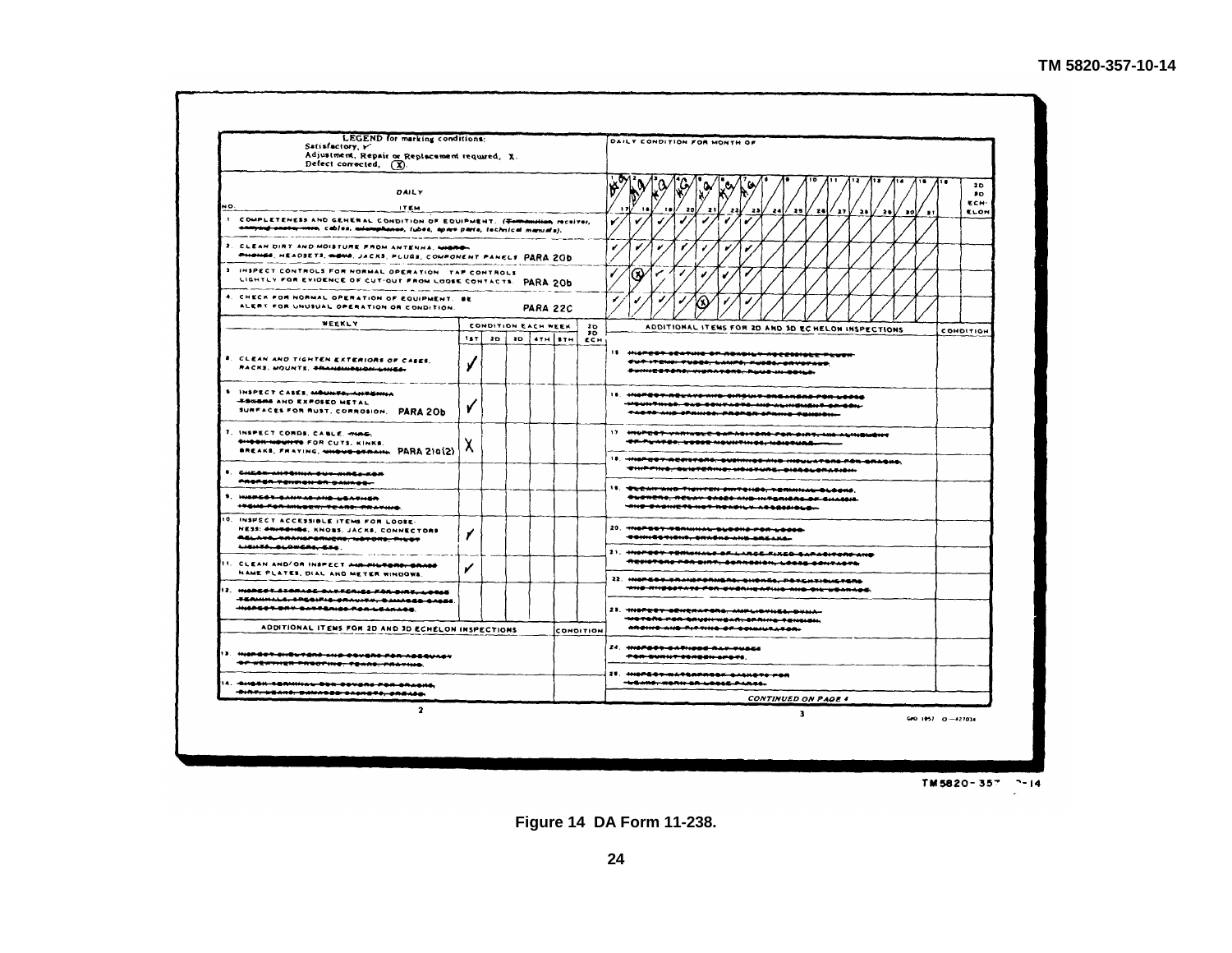**LEGEND for marking conditions:**
Satisfactory, ✓
Adjustment, Repair or Replacement required, X.
Defect corrected, (X).

| NO. | DAILY ITEM | DAILY CONDITION FOR MONTH OF |
|---|---|---|
| 1 | COMPLETENESS AND GENERAL CONDITION OF EQUIPMENT. (receiver, cables, tubes, spare parts, technical manuals). | ✓ ✓ ✓ ✓ ✓ ✓ ✓ |
| 2 | CLEAN DIRT AND MOISTURE FROM ANTENNA, HEADSETS, JACKS, PLUGS, COMPONENT PANELS PARA 20b | ✓ ✓ ✓ ✓ ✓ ✓ ✓ |
| 3 | INSPECT CONTROLS FOR NORMAL OPERATION. TAP CONTROLS LIGHTLY FOR EVIDENCE OF CUT-OUT FROM LOOSE CONTACTS. PARA 20b | ✓ (X) ✓ ✓ ✓ ✓ ✓ |
| 4 | CHECK FOR NORMAL OPERATION OF EQUIPMENT. BE ALERT FOR UNUSUAL OPERATION OR CONDITION. PARA 22c | ✓ ✓ ✓ ✓ (X) ✓ ✓ |

| | WEEKLY | 1ST | 2D | 3D | 4TH | 5TH | 2D 3D ECH |
|---|---|---|---|---|---|---|---|
| 5 | CLEAN AND TIGHTEN EXTERIORS OF CASES, RACKS, MOUNTS. | ✓ | | | | | |
| 6 | INSPECT CASES, AND EXPOSED METAL SURFACES FOR RUST, CORROSION. PARA 20b | ✓ | | | | | |
| 7 | INSPECT CORDS, CABLE, FOR CUTS, KINKS, BREAKS, FRAYING. PARA 21a(2) | X | | | | | |
| 8 | | | | | | | |
| 9 | | | | | | | |
| 10 | INSPECT ACCESSIBLE ITEMS FOR LOOSENESS: KNOBS, JACKS, CONNECTORS | ✓ | | | | | |
| 11 | CLEAN AND/OR INSPECT NAME PLATES, DIAL AND METER WINDOWS. | ✓ | | | | | |
| 12 | | | | | | | |

| | ADDITIONAL ITEMS FOR 2D AND 3D ECHELON INSPECTIONS | CONDITION |
|---|---|---|
| 13 | | |
| 14 | | |

| | ADDITIONAL ITEMS FOR 2D AND 3D ECHELON INSPECTIONS | CONDITION |
|---|---|---|
| 15 | | |
| 16 | | |
| 17 | | |
| 18 | | |
| 19 | | |
| 20 | | |
| 21 | | |
| 22 | | |
| 23 | | |
| 24 | | |
| 25 | | |

*CONTINUED ON PAGE 4*

GPO 1957 O—427034

TM5820-357-10-14

**Figure 14 DA Form 11-238.**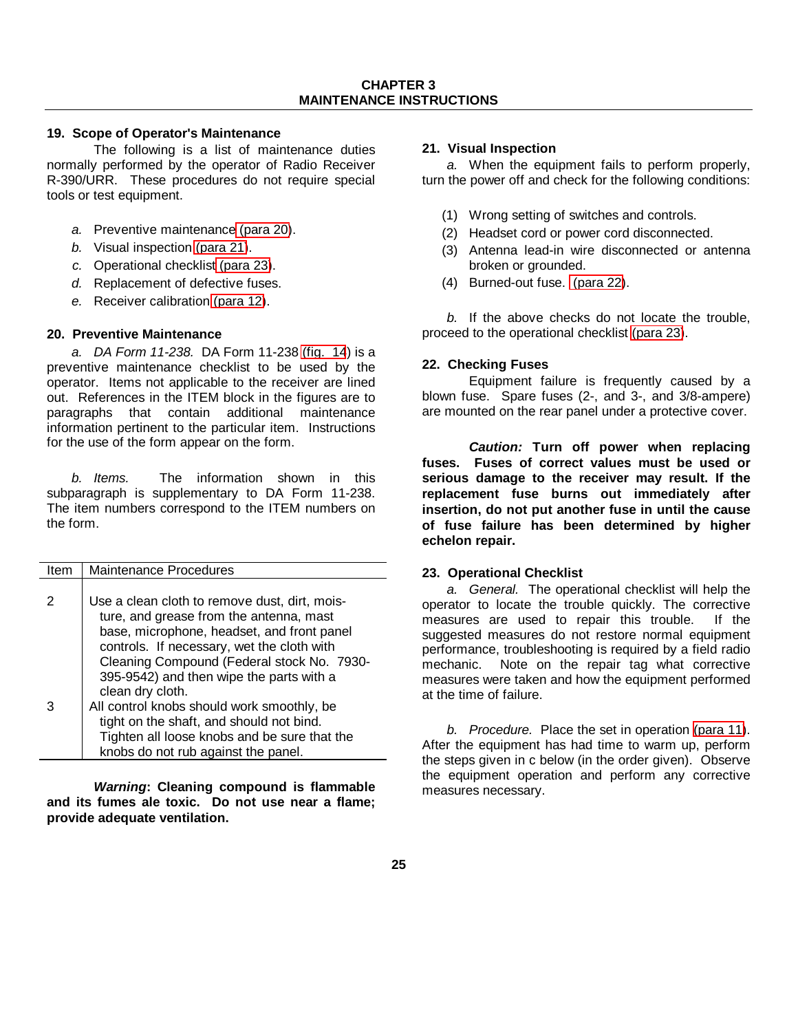# CHAPTER 3
# MAINTENANCE INSTRUCTIONS

### 19. Scope of Operator's Maintenance

The following is a list of maintenance duties normally performed by the operator of Radio Receiver R-390/URR. These procedures do not require special tools or test equipment.

*a.* Preventive maintenance (para 20).
*b.* Visual inspection (para 21).
*c.* Operational checklist (para 23).
*d.* Replacement of defective fuses.
*e.* Receiver calibration (para 12).

### 20. Preventive Maintenance

*a. DA Form 11-238.* DA Form 11-238 (fig. 14) is a preventive maintenance checklist to be used by the operator. Items not applicable to the receiver are lined out. References in the ITEM block in the figures are to paragraphs that contain additional maintenance information pertinent to the particular item. Instructions for the use of the form appear on the form.

*b. Items.* The information shown in this subparagraph is supplementary to DA Form 11-238. The item numbers correspond to the ITEM numbers on the form.

| Item | Maintenance Procedures |
|---|---|
| 2 | Use a clean cloth to remove dust, dirt, moisture, and grease from the antenna, mast base, microphone, headset, and front panel controls. If necessary, wet the cloth with Cleaning Compound (Federal stock No. 7930-395-9542) and then wipe the parts with a clean dry cloth. |
| 3 | All control knobs should work smoothly, be tight on the shaft, and should not bind. Tighten all loose knobs and be sure that the knobs do not rub against the panel. |

***Warning*: Cleaning compound is flammable and its fumes ale toxic. Do not use near a flame; provide adequate ventilation.**

### 21. Visual Inspection

*a.* When the equipment fails to perform properly, turn the power off and check for the following conditions:

(1) Wrong setting of switches and controls.
(2) Headset cord or power cord disconnected.
(3) Antenna lead-in wire disconnected or antenna broken or grounded.
(4) Burned-out fuse. (para 22).

*b.* If the above checks do not locate the trouble, proceed to the operational checklist (para 23).

### 22. Checking Fuses

Equipment failure is frequently caused by a blown fuse. Spare fuses (2-, and 3-, and 3/8-ampere) are mounted on the rear panel under a protective cover.

***Caution:* Turn off power when replacing fuses. Fuses of correct values must be used or serious damage to the receiver may result. If the replacement fuse burns out immediately after insertion, do not put another fuse in until the cause of fuse failure has been determined by higher echelon repair.**

### 23. Operational Checklist

*a. General.* The operational checklist will help the operator to locate the trouble quickly. The corrective measures are used to repair this trouble. If the suggested measures do not restore normal equipment performance, troubleshooting is required by a field radio mechanic. Note on the repair tag what corrective measures were taken and how the equipment performed at the time of failure.

*b. Procedure.* Place the set in operation (para 11). After the equipment has had time to warm up, perform the steps given in c below (in the order given). Observe the equipment operation and perform any corrective measures necessary.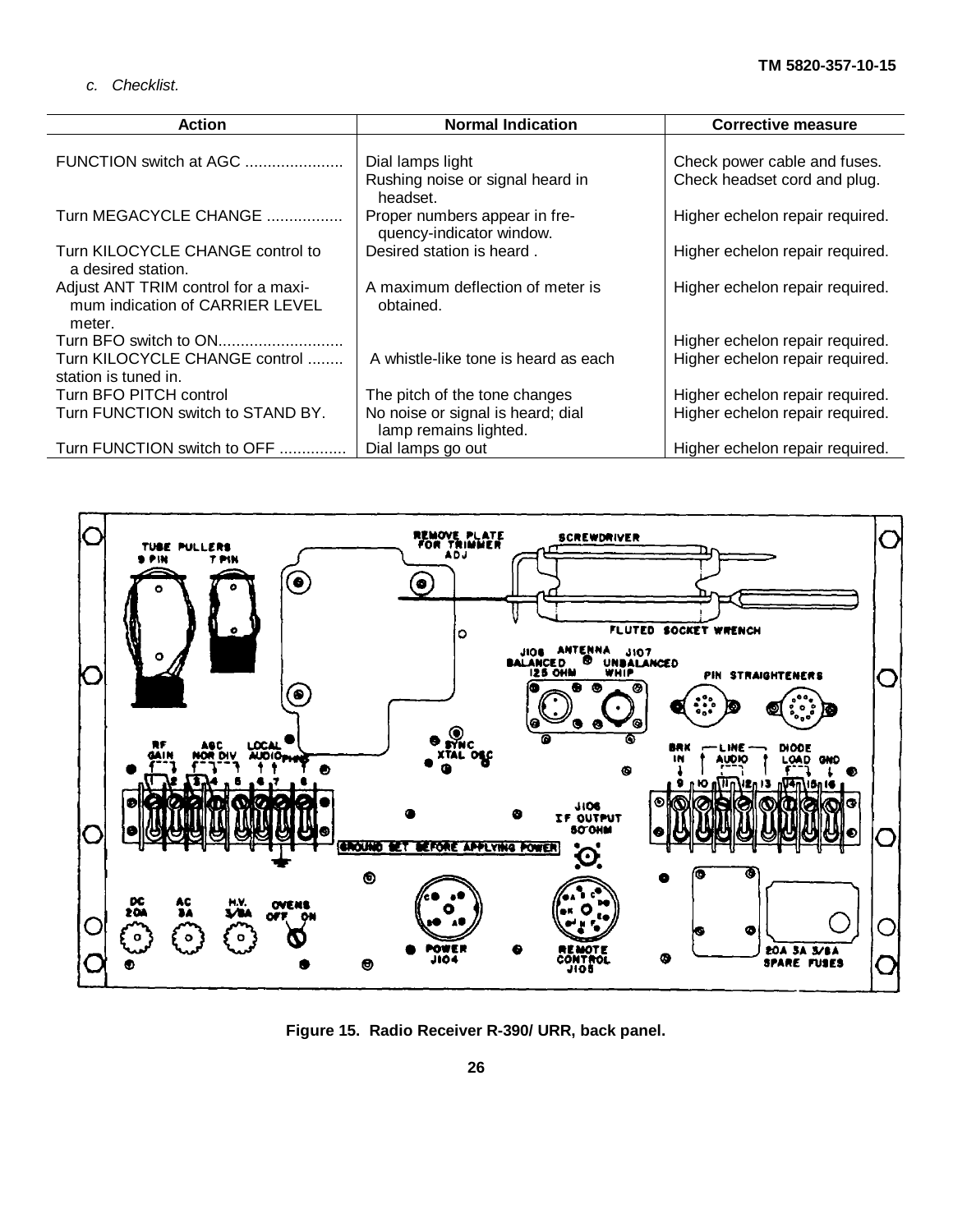*c. Checklist.*

| Action | Normal Indication | Corrective measure |
|---|---|---|
| FUNCTION switch at AGC ...................... | Dial lamps light | Check power cable and fuses. |
| | Rushing noise or signal heard in headset. | Check headset cord and plug. |
| Turn MEGACYCLE CHANGE ................. | Proper numbers appear in frequency-indicator window. | Higher echelon repair required. |
| Turn KILOCYCLE CHANGE control to a desired station. | Desired station is heard . | Higher echelon repair required. |
| Adjust ANT TRIM control for a maximum indication of CARRIER LEVEL meter. | A maximum deflection of meter is obtained. | Higher echelon repair required. |
| Turn BFO switch to ON............................ | | Higher echelon repair required. |
| Turn KILOCYCLE CHANGE control ........ station is tuned in. | A whistle-like tone is heard as each | Higher echelon repair required. |
| Turn BFO PITCH control | The pitch of the tone changes | Higher echelon repair required. |
| Turn FUNCTION switch to STAND BY. | No noise or signal is heard; dial lamp remains lighted. | Higher echelon repair required. |
| Turn FUNCTION switch to OFF ............... | Dial lamps go out | Higher echelon repair required. |

**Figure 15. Radio Receiver R-390/ URR, back panel.**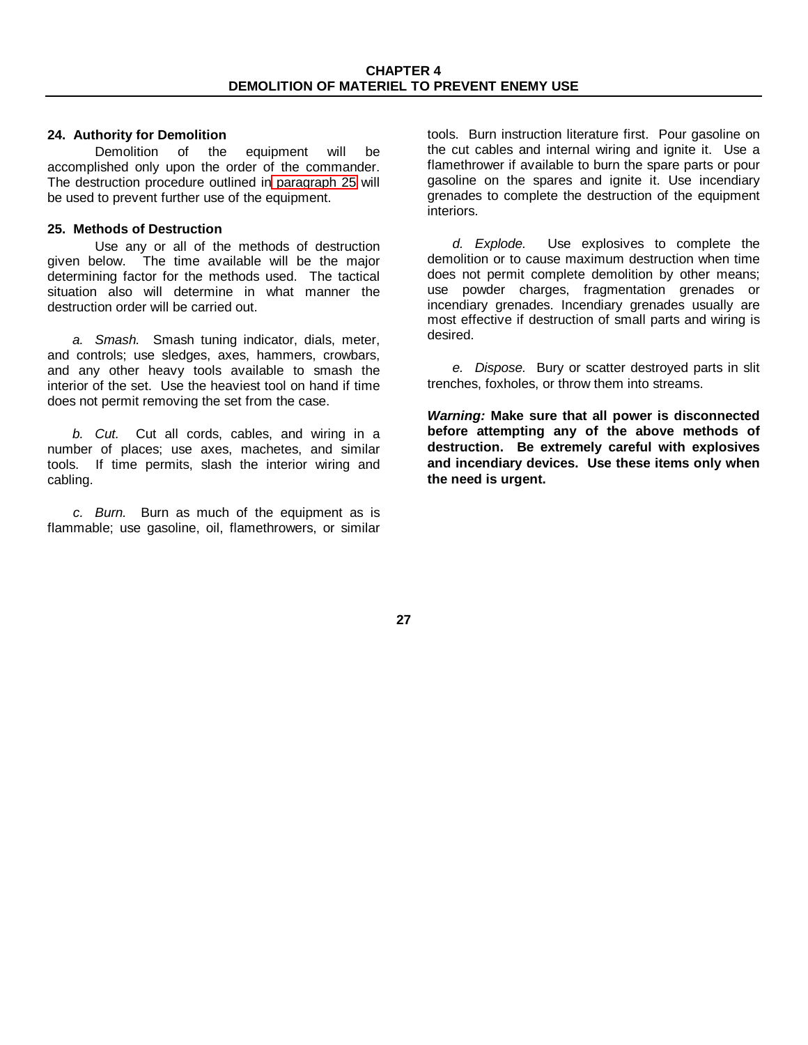# CHAPTER 4
# DEMOLITION OF MATERIEL TO PREVENT ENEMY USE

### 24. Authority for Demolition

Demolition of the equipment will be accomplished only upon the order of the commander. The destruction procedure outlined in paragraph 25 will be used to prevent further use of the equipment.

### 25. Methods of Destruction

Use any or all of the methods of destruction given below. The time available will be the major determining factor for the methods used. The tactical situation also will determine in what manner the destruction order will be carried out.

*a. Smash.* Smash tuning indicator, dials, meter, and controls; use sledges, axes, hammers, crowbars, and any other heavy tools available to smash the interior of the set. Use the heaviest tool on hand if time does not permit removing the set from the case.

*b. Cut.* Cut all cords, cables, and wiring in a number of places; use axes, machetes, and similar tools. If time permits, slash the interior wiring and cabling.

*c. Burn.* Burn as much of the equipment as is flammable; use gasoline, oil, flamethrowers, or similar tools. Burn instruction literature first. Pour gasoline on the cut cables and internal wiring and ignite it. Use a flamethrower if available to burn the spare parts or pour gasoline on the spares and ignite it. Use incendiary grenades to complete the destruction of the equipment interiors.

*d. Explode.* Use explosives to complete the demolition or to cause maximum destruction when time does not permit complete demolition by other means; use powder charges, fragmentation grenades or incendiary grenades. Incendiary grenades usually are most effective if destruction of small parts and wiring is desired.

*e. Dispose.* Bury or scatter destroyed parts in slit trenches, foxholes, or throw them into streams.

***Warning:* Make sure that all power is disconnected before attempting any of the above methods of destruction. Be extremely careful with explosives and incendiary devices. Use these items only when the need is urgent.**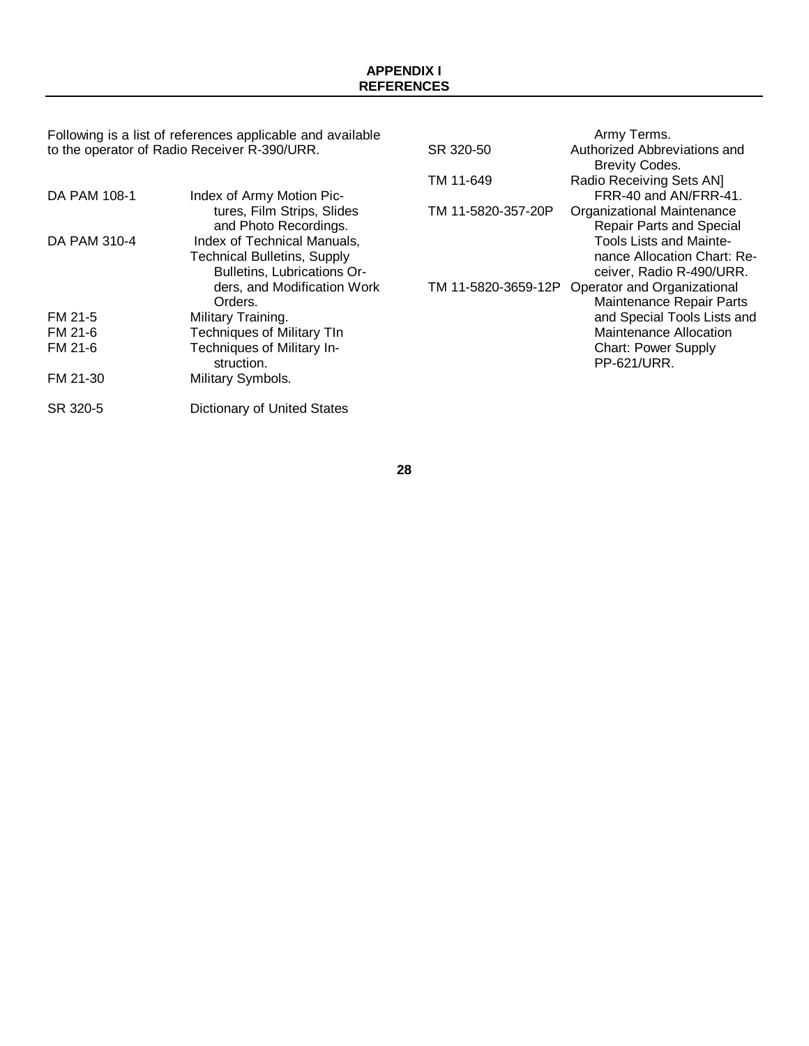# APPENDIX I
# REFERENCES

Following is a list of references applicable and available to the operator of Radio Receiver R-390/URR.

| | |
|---|---|
| DA PAM 108-1 | Index of Army Motion Pictures, Film Strips, Slides and Photo Recordings. |
| DA PAM 310-4 | Index of Technical Manuals, Technical Bulletins, Supply Bulletins, Lubrications Orders, and Modification Work Orders. |
| FM 21-5 | Military Training. |
| FM 21-6 | Techniques of Military TIn |
| FM 21-6 | Techniques of Military Instruction. |
| FM 21-30 | Military Symbols. |
| SR 320-5 | Dictionary of United States Army Terms. |
| SR 320-50 | Authorized Abbreviations and Brevity Codes. |
| TM 11-649 | Radio Receiving Sets AN] FRR-40 and AN/FRR-41. |
| TM 11-5820-357-20P | Organizational Maintenance Repair Parts and Special Tools Lists and Maintenance Allocation Chart: Receiver, Radio R-490/URR. |
| TM 11-5820-3659-12P | Operator and Organizational Maintenance Repair Parts and Special Tools Lists and Maintenance Allocation Chart: Power Supply PP-621/URR. |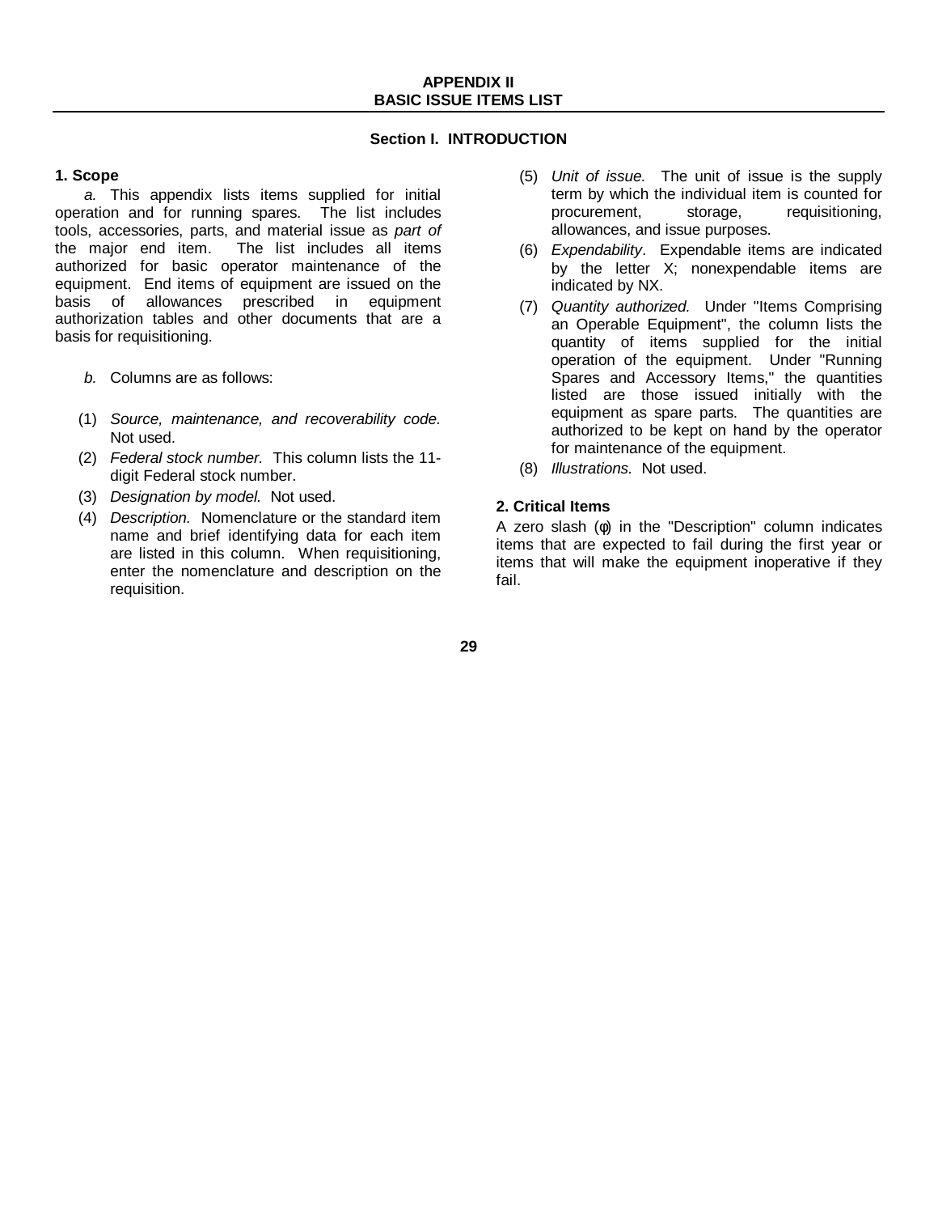# APPENDIX II
# BASIC ISSUE ITEMS LIST

## Section I. INTRODUCTION

### 1. Scope

*a.* This appendix lists items supplied for initial operation and for running spares. The list includes tools, accessories, parts, and material issue as *part of* the major end item. The list includes all items authorized for basic operator maintenance of the equipment. End items of equipment are issued on the basis of allowances prescribed in equipment authorization tables and other documents that are a basis for requisitioning.

*b.* Columns are as follows:

(1) *Source, maintenance, and recoverability code.* Not used.

(2) *Federal stock number.* This column lists the 11-digit Federal stock number.

(3) *Designation by model.* Not used.

(4) *Description.* Nomenclature or the standard item name and brief identifying data for each item are listed in this column. When requisitioning, enter the nomenclature and description on the requisition.

(5) *Unit of issue.* The unit of issue is the supply term by which the individual item is counted for procurement, storage, requisitioning, allowances, and issue purposes.

(6) *Expendability*. Expendable items are indicated by the letter X; nonexpendable items are indicated by NX.

(7) *Quantity authorized.* Under "Items Comprising an Operable Equipment", the column lists the quantity of items supplied for the initial operation of the equipment. Under "Running Spares and Accessory Items," the quantities listed are those issued initially with the equipment as spare parts. The quantities are authorized to be kept on hand by the operator for maintenance of the equipment.

(8) *Illustrations.* Not used.

### 2. Critical Items

A zero slash (φ) in the "Description" column indicates items that are expected to fail during the first year or items that will make the equipment inoperative if they fail.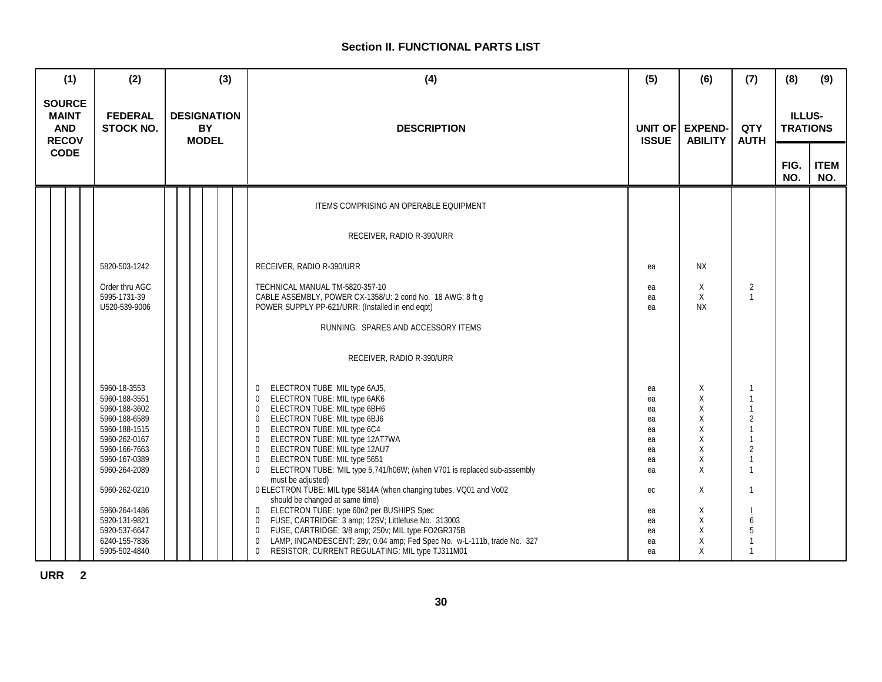## Section II. FUNCTIONAL PARTS LIST

| (1) SOURCE MAINT AND RECOV CODE | (2) FEDERAL STOCK NO. | (3) DESIGNATION BY MODEL | (4) DESCRIPTION | (5) UNIT OF ISSUE | (6) EXPEND-ABILITY | (7) QTY AUTH | (8) ILLUS-TRATIONS FIG. NO. | (9) ITEM NO. |
|---|---|---|---|---|---|---|---|---|
| | | | ITEMS COMPRISING AN OPERABLE EQUIPMENT | | | | | |
| | | | RECEIVER, RADIO R-390/URR | | | | | |
| | 5820-503-1242 | | RECEIVER, RADIO R-390/URR | ea | NX | | | |
| | Order thru AGC | | TECHNICAL MANUAL TM-5820-357-10 | ea | X | 2 | | |
| | 5995-1731-39 | | CABLE ASSEMBLY, POWER CX-1358/U: 2 cond No. 18 AWG; 8 ft g | ea | X | 1 | | |
| | U520-539-9006 | | POWER SUPPLY PP-621/URR: (Installed in end eqpt) | ea | NX | | | |
| | | | RUNNING. SPARES AND ACCESSORY ITEMS | | | | | |
| | | | RECEIVER, RADIO R-390/URR | | | | | |
| | 5960-18-3553 | | 0 ELECTRON TUBE MIL type 6AJ5, | ea | X | 1 | | |
| | 5960-188-3551 | | 0 ELECTRON TUBE: MIL type 6AK6 | ea | X | 1 | | |
| | 5960-188-3602 | | 0 ELECTRON TUBE: MIL type 6BH6 | ea | X | 1 | | |
| | 5960-188-6589 | | 0 ELECTRON TUBE: MIL type 6BJ6 | ea | X | 2 | | |
| | 5960-188-1515 | | 0 ELECTRON TUBE: MIL type 6C4 | ea | X | 1 | | |
| | 5960-262-0167 | | 0 ELECTRON TUBE: MIL type 12AT7WA | ea | X | 1 | | |
| | 5960-166-7663 | | 0 ELECTRON TUBE: MIL type 12AU7 | ea | X | 2 | | |
| | 5960-167-0389 | | 0 ELECTRON TUBE: MIL type 5651 | ea | X | 1 | | |
| | 5960-264-2089 | | 0 ELECTRON TUBE: 'MIL type 5,741/h06W; (when V701 is replaced sub-assembly must be adjusted) | ea | X | 1 | | |
| | 5960-262-0210 | | 0 ELECTRON TUBE: MIL type 5814A (when changing tubes, VQ01 and Vo02 should be changed at same time) | ec | X | 1 | | |
| | 5960-264-1486 | | 0 ELECTRON TUBE: type 60n2 per BUSHIPS Spec | ea | X | l | | |
| | 5920-131-9821 | | 0 FUSE, CARTRIDGE: 3 amp; 12SV; Littlefuse No. 313003 | ea | X | 6 | | |
| | 5920-537-6647 | | 0 FUSE, CARTRIDGE: 3/8 amp; 250v; MIL type FO2GR375B | ea | X | 5 | | |
| | 6240-155-7836 | | 0 LAMP, INCANDESCENT: 28v; 0.04 amp; Fed Spec No. w-L-111b, trade No. 327 | ea | X | 1 | | |
| | 5905-502-4840 | | 0 RESISTOR, CURRENT REGULATING: MIL type TJ311M01 | ea | X | 1 | | |

URR 2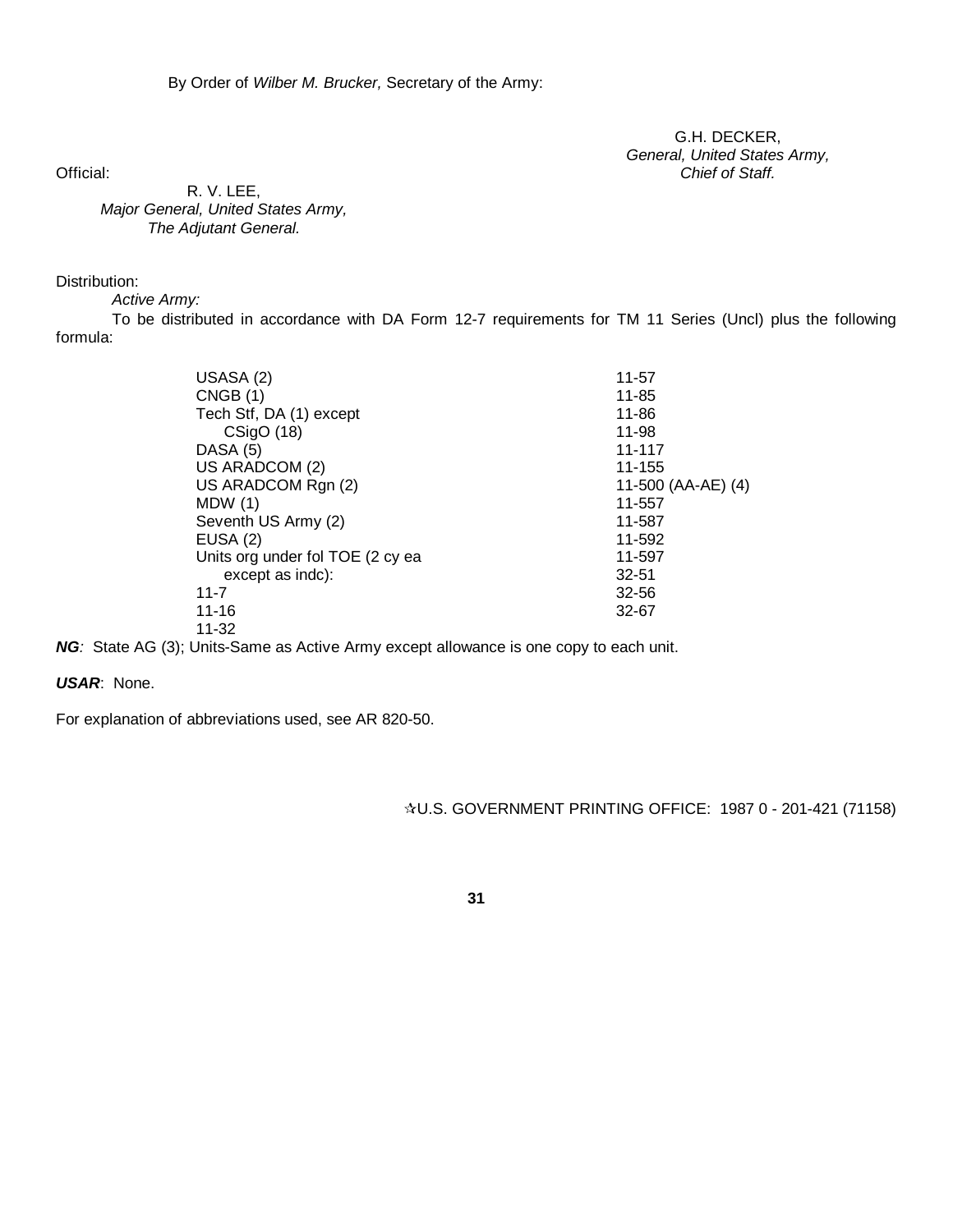By Order of *Wilber M. Brucker,* Secretary of the Army:

G.H. DECKER,
*General, United States Army,*
*Chief of Staff.*

Official:

R. V. LEE,
*Major General, United States Army,*
*The Adjutant General.*

Distribution:

*Active Army:*

To be distributed in accordance with DA Form 12-7 requirements for TM 11 Series (Uncl) plus the following formula:

USASA (2)
CNGB (1)
Tech Stf, DA (1) except
  CSigO (18)
DASA (5)
US ARADCOM (2)
US ARADCOM Rgn (2)
MDW (1)
Seventh US Army (2)
EUSA (2)
Units org under fol TOE (2 cy ea
  except as indc):
11-7
11-16
11-32
11-57
11-85
11-86
11-98
11-117
11-155
11-500 (AA-AE) (4)
11-557
11-587
11-592
11-597
32-51
32-56
32-67

***NG**:* State AG (3); Units-Same as Active Army except allowance is one copy to each unit.

***USAR***: None.

For explanation of abbreviations used, see AR 820-50.

☆U.S. GOVERNMENT PRINTING OFFICE: 1987 0 - 201-421 (71158)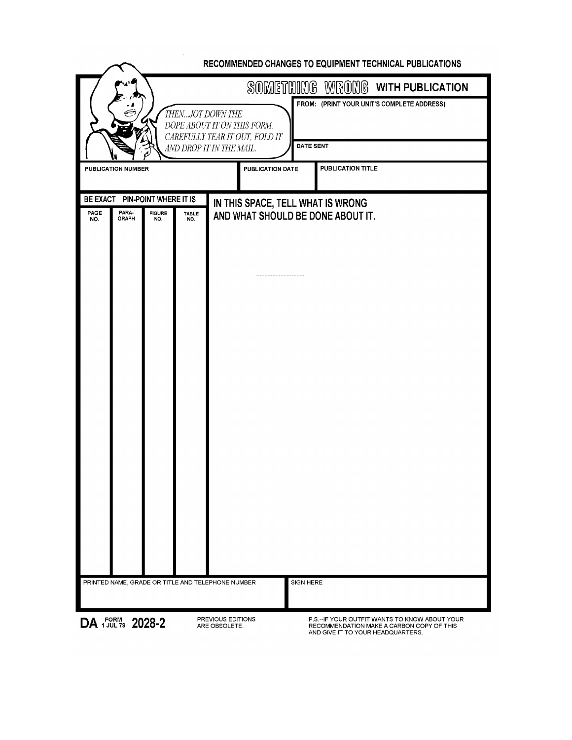# RECOMMENDED CHANGES TO EQUIPMENT TECHNICAL PUBLICATIONS

## SOMETHING WRONG WITH PUBLICATION

*THEN...JOT DOWN THE DOPE ABOUT IT ON THIS FORM. CAREFULLY TEAR IT OUT, FOLD IT AND DROP IT IN THE MAIL.*

FROM: (PRINT YOUR UNIT'S COMPLETE ADDRESS)

DATE SENT

| PUBLICATION NUMBER | PUBLICATION DATE | PUBLICATION TITLE |
| --- | --- | --- |
| | | |

**BE EXACT PIN-POINT WHERE IT IS**

| PAGE NO. | PARA-GRAPH | FIGURE NO. | TABLE NO. | IN THIS SPACE, TELL WHAT IS WRONG AND WHAT SHOULD BE DONE ABOUT IT. |
| --- | --- | --- | --- | --- |
| | | | | |

| PRINTED NAME, GRADE OR TITLE AND TELEPHONE NUMBER | SIGN HERE |
| --- | --- |
| | |

**DA FORM 1 JUL 79 2028-2**

PREVIOUS EDITIONS ARE OBSOLETE.

P.S.--IF YOUR OUTFIT WANTS TO KNOW ABOUT YOUR RECOMMENDATION MAKE A CARBON COPY OF THIS AND GIVE IT TO YOUR HEADQUARTERS.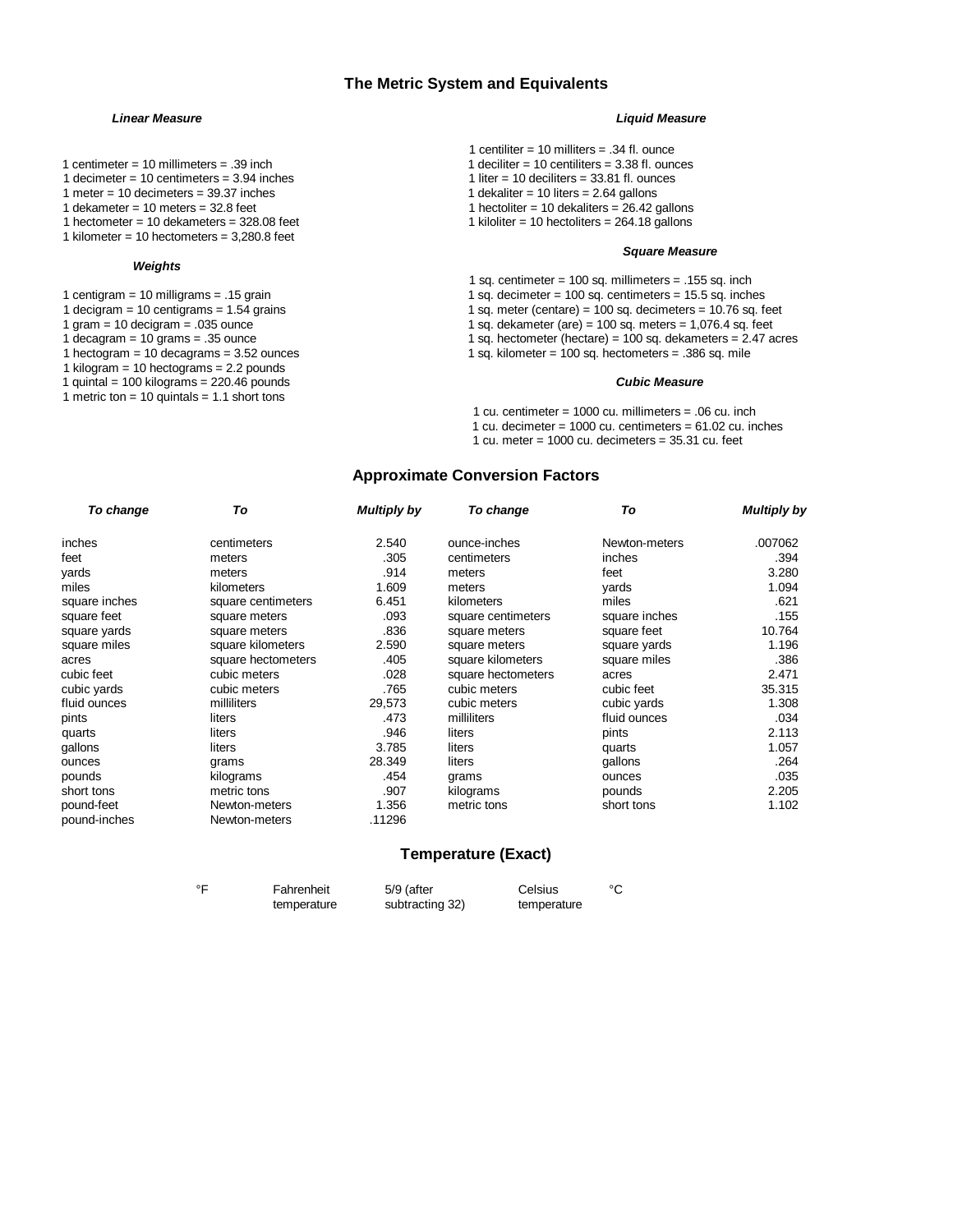# The Metric System and Equivalents

### *Linear Measure*

1 centimeter = 10 millimeters = .39 inch
1 decimeter = 10 centimeters = 3.94 inches
1 meter = 10 decimeters = 39.37 inches
1 dekameter = 10 meters = 32.8 feet
1 hectometer = 10 dekameters = 328.08 feet
1 kilometer = 10 hectometers = 3,280.8 feet

### *Weights*

1 centigram = 10 milligrams = .15 grain
1 decigram = 10 centigrams = 1.54 grains
1 gram = 10 decigram = .035 ounce
1 decagram = 10 grams = .35 ounce
1 hectogram = 10 decagrams = 3.52 ounces
1 kilogram = 10 hectograms = 2.2 pounds
1 quintal = 100 kilograms = 220.46 pounds
1 metric ton = 10 quintals = 1.1 short tons

### *Liquid Measure*

1 centiliter = 10 milliters = .34 fl. ounce
1 deciliter = 10 centiliters = 3.38 fl. ounces
1 liter = 10 deciliters = 33.81 fl. ounces
1 dekaliter = 10 liters = 2.64 gallons
1 hectoliter = 10 dekaliters = 26.42 gallons
1 kiloliter = 10 hectoliters = 264.18 gallons

### *Square Measure*

1 sq. centimeter = 100 sq. millimeters = .155 sq. inch
1 sq. decimeter = 100 sq. centimeters = 15.5 sq. inches
1 sq. meter (centare) = 100 sq. decimeters = 10.76 sq. feet
1 sq. dekameter (are) = 100 sq. meters = 1,076.4 sq. feet
1 sq. hectometer (hectare) = 100 sq. dekameters = 2.47 acres
1 sq. kilometer = 100 sq. hectometers = .386 sq. mile

### *Cubic Measure*

1 cu. centimeter = 1000 cu. millimeters = .06 cu. inch
1 cu. decimeter = 1000 cu. centimeters = 61.02 cu. inches
1 cu. meter = 1000 cu. decimeters = 35.31 cu. feet

## Approximate Conversion Factors

| *To change* | *To* | *Multiply by* | *To change* | *To* | *Multiply by* |
|---|---|---|---|---|---|
| inches | centimeters | 2.540 | ounce-inches | Newton-meters | .007062 |
| feet | meters | .305 | centimeters | inches | .394 |
| yards | meters | .914 | meters | feet | 3.280 |
| miles | kilometers | 1.609 | meters | yards | 1.094 |
| square inches | square centimeters | 6.451 | kilometers | miles | .621 |
| square feet | square meters | .093 | square centimeters | square inches | .155 |
| square yards | square meters | .836 | square meters | square feet | 10.764 |
| square miles | square kilometers | 2.590 | square meters | square yards | 1.196 |
| acres | square hectometers | .405 | square kilometers | square miles | .386 |
| cubic feet | cubic meters | .028 | square hectometers | acres | 2.471 |
| cubic yards | cubic meters | .765 | cubic meters | cubic feet | 35.315 |
| fluid ounces | milliliters | 29,573 | cubic meters | cubic yards | 1.308 |
| pints | liters | .473 | milliliters | fluid ounces | .034 |
| quarts | liters | .946 | liters | pints | 2.113 |
| gallons | liters | 3.785 | liters | quarts | 1.057 |
| ounces | grams | 28.349 | liters | gallons | .264 |
| pounds | kilograms | .454 | grams | ounces | .035 |
| short tons | metric tons | .907 | kilograms | pounds | 2.205 |
| pound-feet | Newton-meters | 1.356 | metric tons | short tons | 1.102 |
| pound-inches | Newton-meters | .11296 | | | |

## Temperature (Exact)

| | | | | |
|---|---|---|---|---|
| °F | Fahrenheit temperature | 5/9 (after subtracting 32) | Celsius temperature | °C |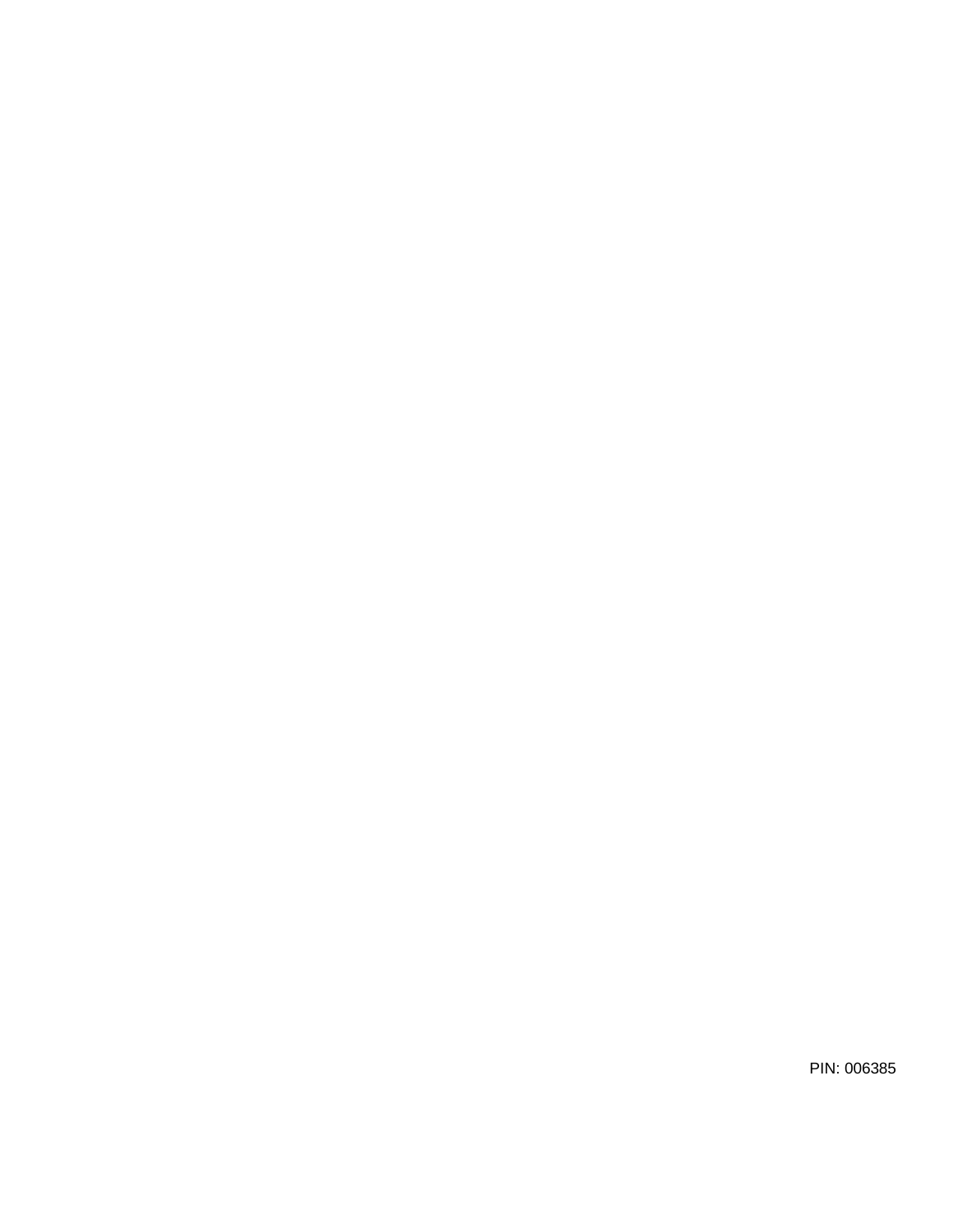PIN: 006385